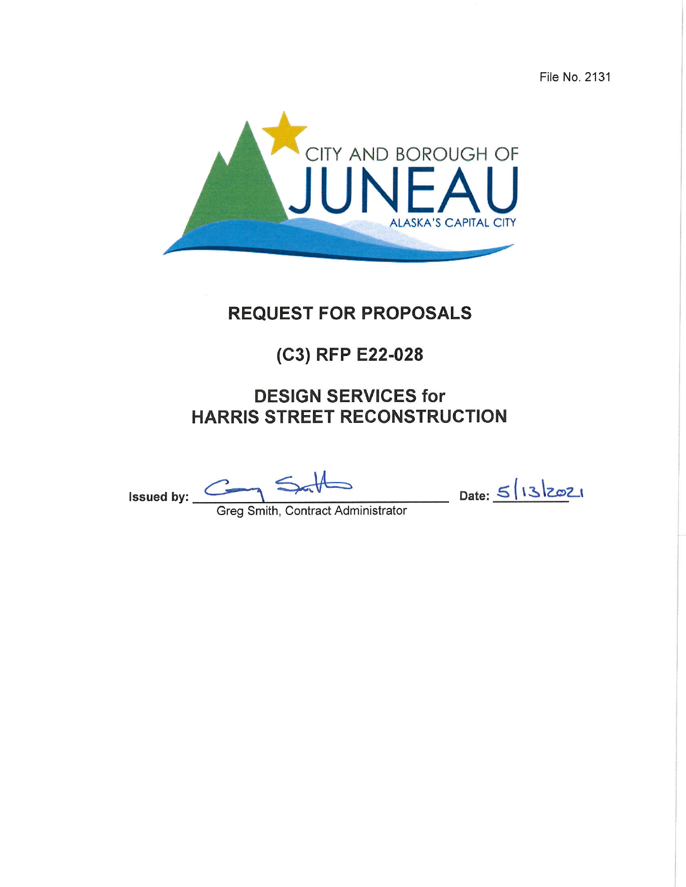File No. 2131

CITY AND BOROUGH OF

JUNEAU

ALASKA'S CAPITAL CITY

# REQUEST FOR PROPOSALS

## (C3) RFP E22-028

## DESIGN SERVICES for HARRIS STREET RECONSTRUCTION

Issued by: Greg Smith, Contract Administrator

Date: 5/13/2021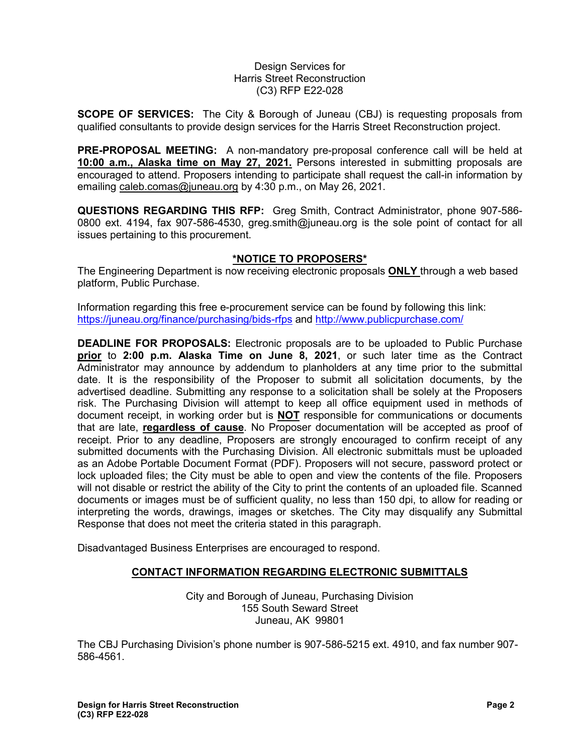Design Services for
Harris Street Reconstruction
(C3) RFP E22-028

**SCOPE OF SERVICES:** The City & Borough of Juneau (CBJ) is requesting proposals from qualified consultants to provide design services for the Harris Street Reconstruction project.

**PRE-PROPOSAL MEETING:** A non-mandatory pre-proposal conference call will be held at **10:00 a.m., Alaska time on May 27, 2021.** Persons interested in submitting proposals are encouraged to attend. Proposers intending to participate shall request the call-in information by emailing caleb.comas@juneau.org by 4:30 p.m., on May 26, 2021.

**QUESTIONS REGARDING THIS RFP:** Greg Smith, Contract Administrator, phone 907-586-0800 ext. 4194, fax 907-586-4530, greg.smith@juneau.org is the sole point of contact for all issues pertaining to this procurement.

## *NOTICE TO PROPOSERS*

The Engineering Department is now receiving electronic proposals **ONLY** through a web based platform, Public Purchase.

Information regarding this free e-procurement service can be found by following this link: https://juneau.org/finance/purchasing/bids-rfps and http://www.publicpurchase.com/

**DEADLINE FOR PROPOSALS:** Electronic proposals are to be uploaded to Public Purchase **prior** to **2:00 p.m. Alaska Time on June 8, 2021**, or such later time as the Contract Administrator may announce by addendum to planholders at any time prior to the submittal date. It is the responsibility of the Proposer to submit all solicitation documents, by the advertised deadline. Submitting any response to a solicitation shall be solely at the Proposers risk. The Purchasing Division will attempt to keep all office equipment used in methods of document receipt, in working order but is **NOT** responsible for communications or documents that are late, **regardless of cause**. No Proposer documentation will be accepted as proof of receipt. Prior to any deadline, Proposers are strongly encouraged to confirm receipt of any submitted documents with the Purchasing Division. All electronic submittals must be uploaded as an Adobe Portable Document Format (PDF). Proposers will not secure, password protect or lock uploaded files; the City must be able to open and view the contents of the file. Proposers will not disable or restrict the ability of the City to print the contents of an uploaded file. Scanned documents or images must be of sufficient quality, no less than 150 dpi, to allow for reading or interpreting the words, drawings, images or sketches. The City may disqualify any Submittal Response that does not meet the criteria stated in this paragraph.

Disadvantaged Business Enterprises are encouraged to respond.

## CONTACT INFORMATION REGARDING ELECTRONIC SUBMITTALS

City and Borough of Juneau, Purchasing Division
155 South Seward Street
Juneau, AK 99801

The CBJ Purchasing Division's phone number is 907-586-5215 ext. 4910, and fax number 907-586-4561.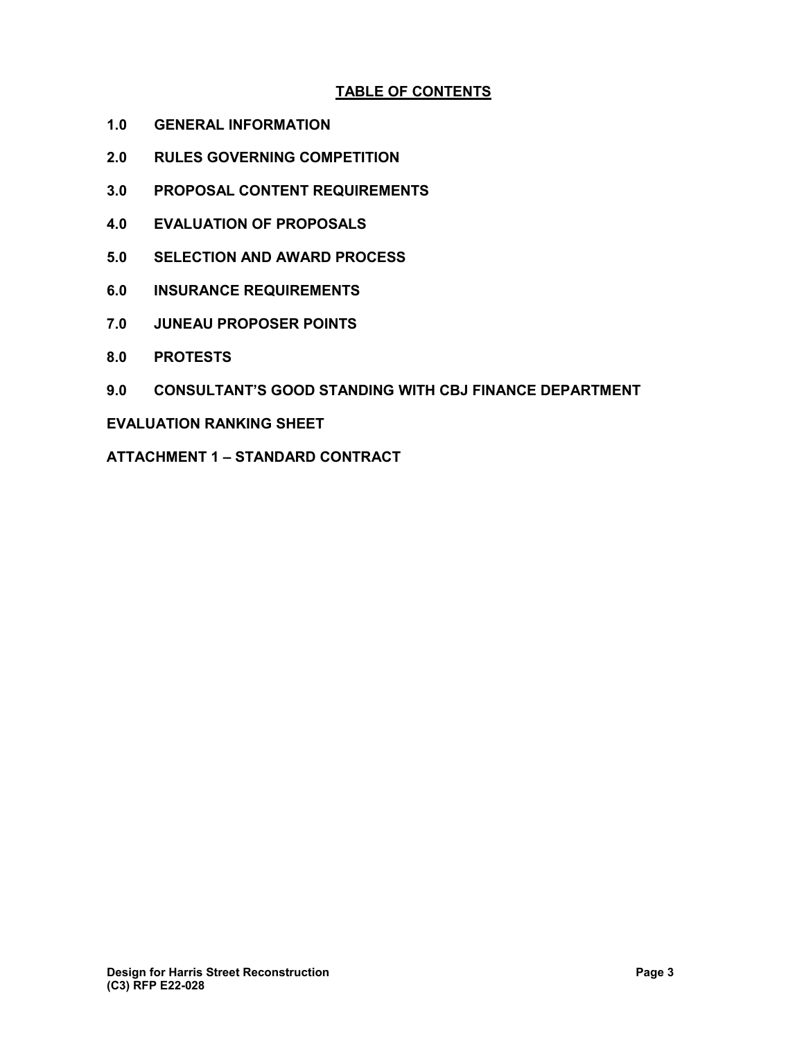## TABLE OF CONTENTS

**1.0 GENERAL INFORMATION**

**2.0 RULES GOVERNING COMPETITION**

**3.0 PROPOSAL CONTENT REQUIREMENTS**

**4.0 EVALUATION OF PROPOSALS**

**5.0 SELECTION AND AWARD PROCESS**

**6.0 INSURANCE REQUIREMENTS**

**7.0 JUNEAU PROPOSER POINTS**

**8.0 PROTESTS**

**9.0 CONSULTANT'S GOOD STANDING WITH CBJ FINANCE DEPARTMENT**

**EVALUATION RANKING SHEET**

**ATTACHMENT 1 – STANDARD CONTRACT**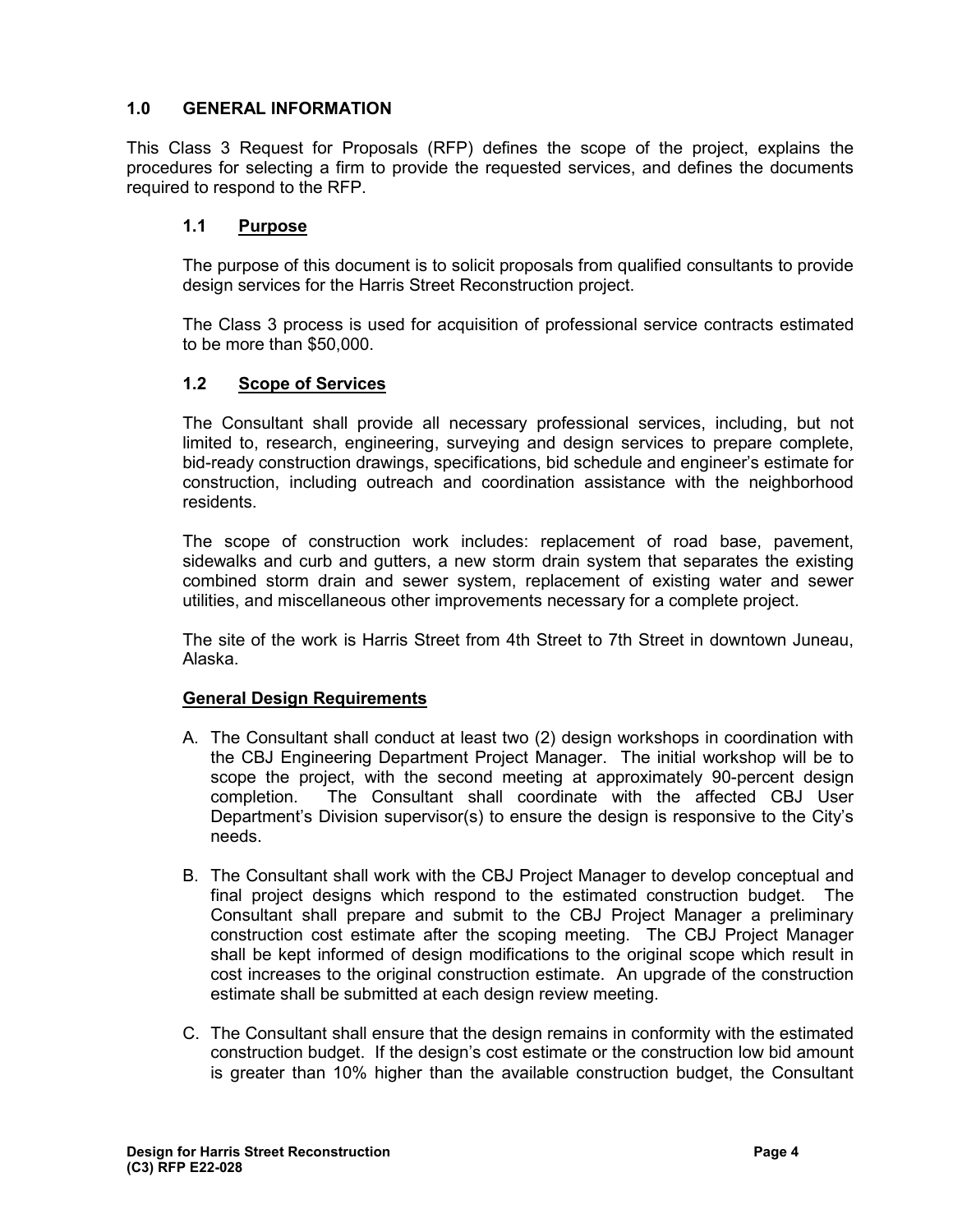## 1.0 GENERAL INFORMATION

This Class 3 Request for Proposals (RFP) defines the scope of the project, explains the procedures for selecting a firm to provide the requested services, and defines the documents required to respond to the RFP.

### 1.1 Purpose

The purpose of this document is to solicit proposals from qualified consultants to provide design services for the Harris Street Reconstruction project.

The Class 3 process is used for acquisition of professional service contracts estimated to be more than $50,000.

### 1.2 Scope of Services

The Consultant shall provide all necessary professional services, including, but not limited to, research, engineering, surveying and design services to prepare complete, bid-ready construction drawings, specifications, bid schedule and engineer's estimate for construction, including outreach and coordination assistance with the neighborhood residents.

The scope of construction work includes: replacement of road base, pavement, sidewalks and curb and gutters, a new storm drain system that separates the existing combined storm drain and sewer system, replacement of existing water and sewer utilities, and miscellaneous other improvements necessary for a complete project.

The site of the work is Harris Street from 4th Street to 7th Street in downtown Juneau, Alaska.

**General Design Requirements**

A. The Consultant shall conduct at least two (2) design workshops in coordination with the CBJ Engineering Department Project Manager. The initial workshop will be to scope the project, with the second meeting at approximately 90-percent design completion. The Consultant shall coordinate with the affected CBJ User Department's Division supervisor(s) to ensure the design is responsive to the City's needs.

B. The Consultant shall work with the CBJ Project Manager to develop conceptual and final project designs which respond to the estimated construction budget. The Consultant shall prepare and submit to the CBJ Project Manager a preliminary construction cost estimate after the scoping meeting. The CBJ Project Manager shall be kept informed of design modifications to the original scope which result in cost increases to the original construction estimate. An upgrade of the construction estimate shall be submitted at each design review meeting.

C. The Consultant shall ensure that the design remains in conformity with the estimated construction budget. If the design's cost estimate or the construction low bid amount is greater than 10% higher than the available construction budget, the Consultant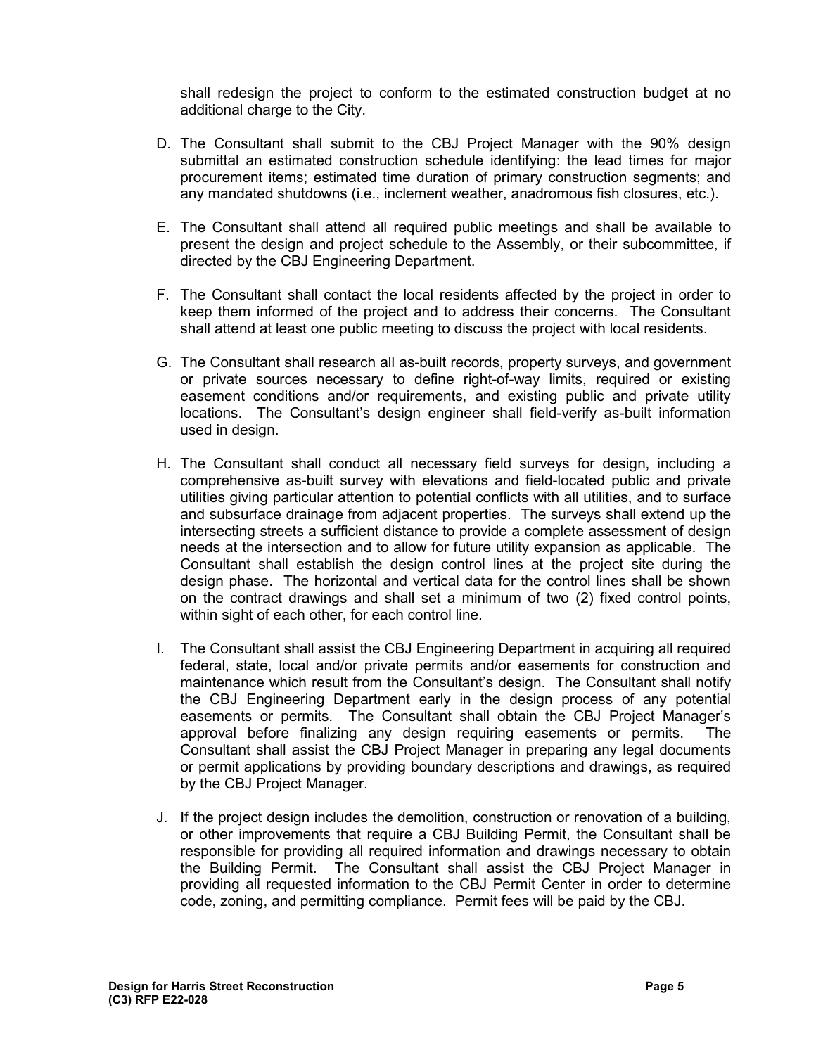shall redesign the project to conform to the estimated construction budget at no additional charge to the City.

D. The Consultant shall submit to the CBJ Project Manager with the 90% design submittal an estimated construction schedule identifying: the lead times for major procurement items; estimated time duration of primary construction segments; and any mandated shutdowns (i.e., inclement weather, anadromous fish closures, etc.).

E. The Consultant shall attend all required public meetings and shall be available to present the design and project schedule to the Assembly, or their subcommittee, if directed by the CBJ Engineering Department.

F. The Consultant shall contact the local residents affected by the project in order to keep them informed of the project and to address their concerns. The Consultant shall attend at least one public meeting to discuss the project with local residents.

G. The Consultant shall research all as-built records, property surveys, and government or private sources necessary to define right-of-way limits, required or existing easement conditions and/or requirements, and existing public and private utility locations. The Consultant's design engineer shall field-verify as-built information used in design.

H. The Consultant shall conduct all necessary field surveys for design, including a comprehensive as-built survey with elevations and field-located public and private utilities giving particular attention to potential conflicts with all utilities, and to surface and subsurface drainage from adjacent properties. The surveys shall extend up the intersecting streets a sufficient distance to provide a complete assessment of design needs at the intersection and to allow for future utility expansion as applicable. The Consultant shall establish the design control lines at the project site during the design phase. The horizontal and vertical data for the control lines shall be shown on the contract drawings and shall set a minimum of two (2) fixed control points, within sight of each other, for each control line.

I. The Consultant shall assist the CBJ Engineering Department in acquiring all required federal, state, local and/or private permits and/or easements for construction and maintenance which result from the Consultant's design. The Consultant shall notify the CBJ Engineering Department early in the design process of any potential easements or permits. The Consultant shall obtain the CBJ Project Manager's approval before finalizing any design requiring easements or permits. The Consultant shall assist the CBJ Project Manager in preparing any legal documents or permit applications by providing boundary descriptions and drawings, as required by the CBJ Project Manager.

J. If the project design includes the demolition, construction or renovation of a building, or other improvements that require a CBJ Building Permit, the Consultant shall be responsible for providing all required information and drawings necessary to obtain the Building Permit. The Consultant shall assist the CBJ Project Manager in providing all requested information to the CBJ Permit Center in order to determine code, zoning, and permitting compliance. Permit fees will be paid by the CBJ.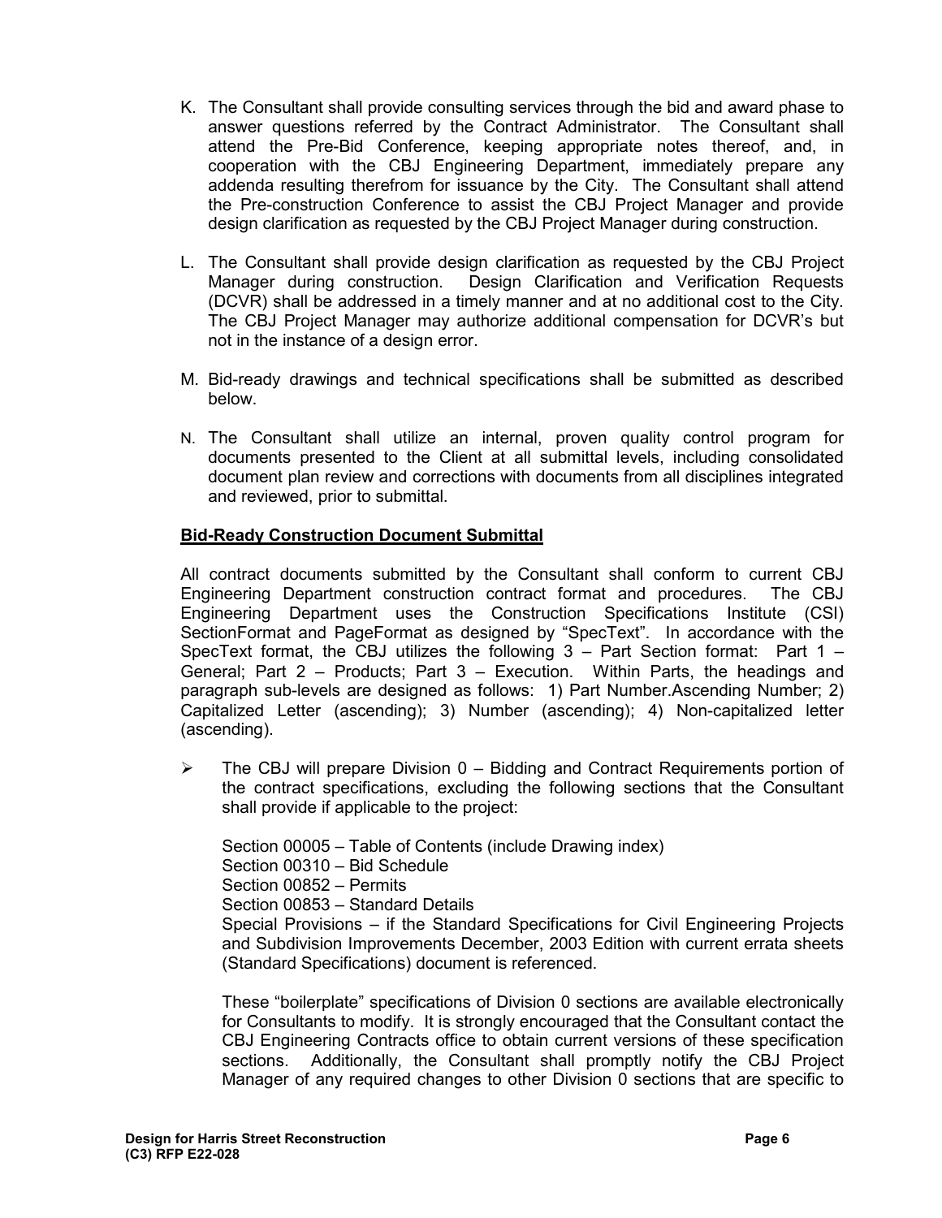K. The Consultant shall provide consulting services through the bid and award phase to answer questions referred by the Contract Administrator. The Consultant shall attend the Pre-Bid Conference, keeping appropriate notes thereof, and, in cooperation with the CBJ Engineering Department, immediately prepare any addenda resulting therefrom for issuance by the City. The Consultant shall attend the Pre-construction Conference to assist the CBJ Project Manager and provide design clarification as requested by the CBJ Project Manager during construction.

L. The Consultant shall provide design clarification as requested by the CBJ Project Manager during construction. Design Clarification and Verification Requests (DCVR) shall be addressed in a timely manner and at no additional cost to the City. The CBJ Project Manager may authorize additional compensation for DCVR's but not in the instance of a design error.

M. Bid-ready drawings and technical specifications shall be submitted as described below.

N. The Consultant shall utilize an internal, proven quality control program for documents presented to the Client at all submittal levels, including consolidated document plan review and corrections with documents from all disciplines integrated and reviewed, prior to submittal.

**Bid-Ready Construction Document Submittal**

All contract documents submitted by the Consultant shall conform to current CBJ Engineering Department construction contract format and procedures. The CBJ Engineering Department uses the Construction Specifications Institute (CSI) SectionFormat and PageFormat as designed by "SpecText". In accordance with the SpecText format, the CBJ utilizes the following 3 – Part Section format: Part 1 – General; Part 2 – Products; Part 3 – Execution. Within Parts, the headings and paragraph sub-levels are designed as follows: 1) Part Number.Ascending Number; 2) Capitalized Letter (ascending); 3) Number (ascending); 4) Non-capitalized letter (ascending).

➢ The CBJ will prepare Division 0 – Bidding and Contract Requirements portion of the contract specifications, excluding the following sections that the Consultant shall provide if applicable to the project:

  Section 00005 – Table of Contents (include Drawing index)
  Section 00310 – Bid Schedule
  Section 00852 – Permits
  Section 00853 – Standard Details
  Special Provisions – if the Standard Specifications for Civil Engineering Projects and Subdivision Improvements December, 2003 Edition with current errata sheets (Standard Specifications) document is referenced.

  These "boilerplate" specifications of Division 0 sections are available electronically for Consultants to modify. It is strongly encouraged that the Consultant contact the CBJ Engineering Contracts office to obtain current versions of these specification sections. Additionally, the Consultant shall promptly notify the CBJ Project Manager of any required changes to other Division 0 sections that are specific to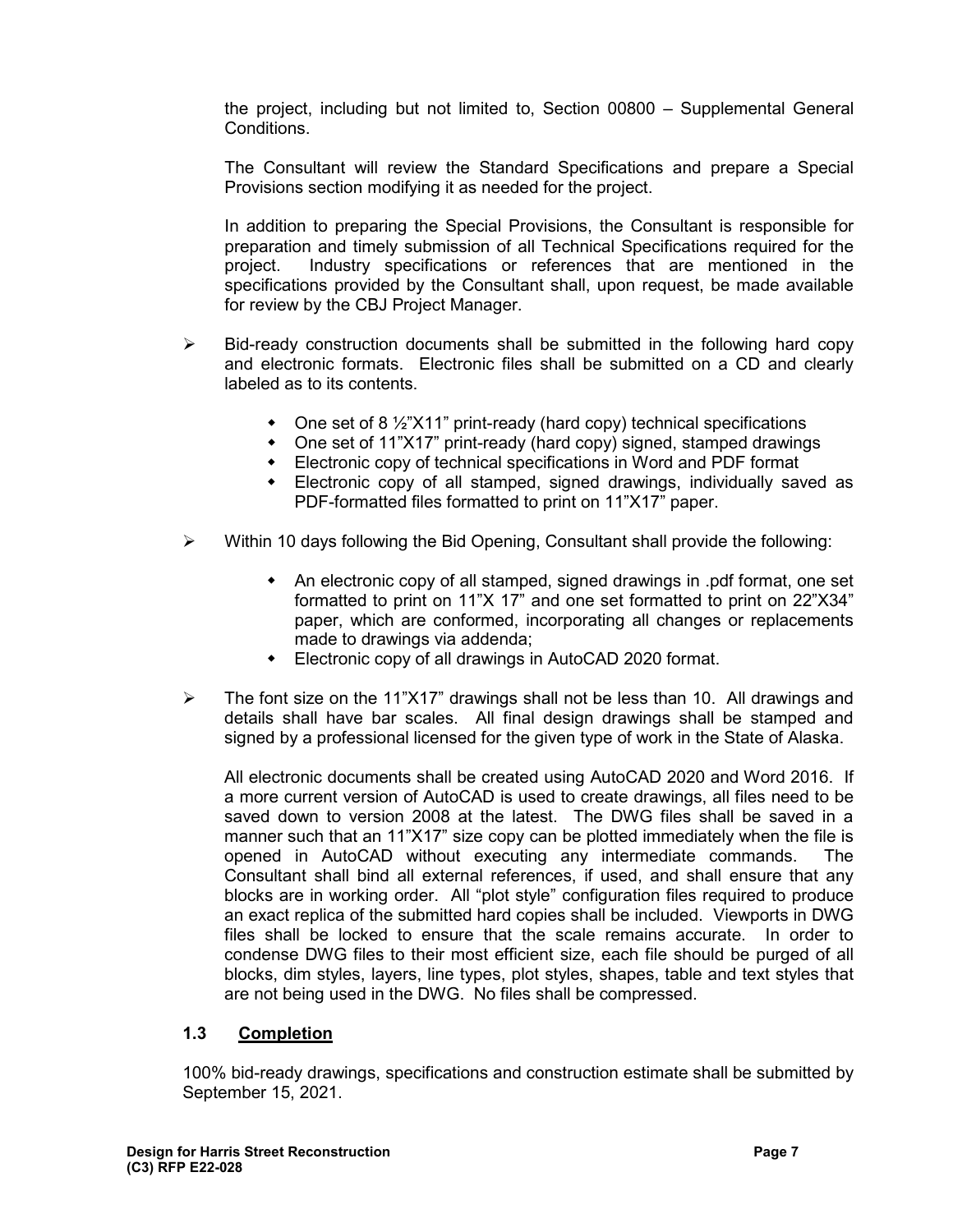the project, including but not limited to, Section 00800 – Supplemental General Conditions.

The Consultant will review the Standard Specifications and prepare a Special Provisions section modifying it as needed for the project.

In addition to preparing the Special Provisions, the Consultant is responsible for preparation and timely submission of all Technical Specifications required for the project. Industry specifications or references that are mentioned in the specifications provided by the Consultant shall, upon request, be made available for review by the CBJ Project Manager.

- Bid-ready construction documents shall be submitted in the following hard copy and electronic formats. Electronic files shall be submitted on a CD and clearly labeled as to its contents.
  - One set of 8 ½"X11" print-ready (hard copy) technical specifications
  - One set of 11"X17" print-ready (hard copy) signed, stamped drawings
  - Electronic copy of technical specifications in Word and PDF format
  - Electronic copy of all stamped, signed drawings, individually saved as PDF-formatted files formatted to print on 11"X17" paper.

- Within 10 days following the Bid Opening, Consultant shall provide the following:
  - An electronic copy of all stamped, signed drawings in .pdf format, one set formatted to print on 11"X 17" and one set formatted to print on 22"X34" paper, which are conformed, incorporating all changes or replacements made to drawings via addenda;
  - Electronic copy of all drawings in AutoCAD 2020 format.

- The font size on the 11"X17" drawings shall not be less than 10. All drawings and details shall have bar scales. All final design drawings shall be stamped and signed by a professional licensed for the given type of work in the State of Alaska.

  All electronic documents shall be created using AutoCAD 2020 and Word 2016. If a more current version of AutoCAD is used to create drawings, all files need to be saved down to version 2008 at the latest. The DWG files shall be saved in a manner such that an 11"X17" size copy can be plotted immediately when the file is opened in AutoCAD without executing any intermediate commands. The Consultant shall bind all external references, if used, and shall ensure that any blocks are in working order. All "plot style" configuration files required to produce an exact replica of the submitted hard copies shall be included. Viewports in DWG files shall be locked to ensure that the scale remains accurate. In order to condense DWG files to their most efficient size, each file should be purged of all blocks, dim styles, layers, line types, plot styles, shapes, table and text styles that are not being used in the DWG. No files shall be compressed.

### 1.3 Completion

100% bid-ready drawings, specifications and construction estimate shall be submitted by September 15, 2021.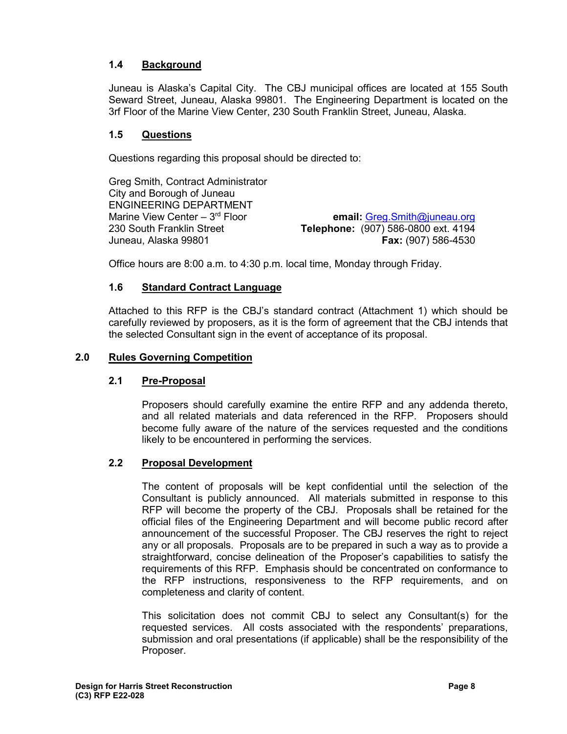### 1.4 Background

Juneau is Alaska's Capital City. The CBJ municipal offices are located at 155 South Seward Street, Juneau, Alaska 99801. The Engineering Department is located on the 3rf Floor of the Marine View Center, 230 South Franklin Street, Juneau, Alaska.

### 1.5 Questions

Questions regarding this proposal should be directed to:

Greg Smith, Contract Administrator
City and Borough of Juneau
ENGINEERING DEPARTMENT
Marine View Center – 3rd Floor
230 South Franklin Street
Juneau, Alaska 99801

**email:** Greg.Smith@juneau.org
**Telephone:** (907) 586-0800 ext. 4194
**Fax:** (907) 586-4530

Office hours are 8:00 a.m. to 4:30 p.m. local time, Monday through Friday.

### 1.6 Standard Contract Language

Attached to this RFP is the CBJ's standard contract (Attachment 1) which should be carefully reviewed by proposers, as it is the form of agreement that the CBJ intends that the selected Consultant sign in the event of acceptance of its proposal.

## 2.0 Rules Governing Competition

### 2.1 Pre-Proposal

Proposers should carefully examine the entire RFP and any addenda thereto, and all related materials and data referenced in the RFP. Proposers should become fully aware of the nature of the services requested and the conditions likely to be encountered in performing the services.

### 2.2 Proposal Development

The content of proposals will be kept confidential until the selection of the Consultant is publicly announced. All materials submitted in response to this RFP will become the property of the CBJ. Proposals shall be retained for the official files of the Engineering Department and will become public record after announcement of the successful Proposer. The CBJ reserves the right to reject any or all proposals. Proposals are to be prepared in such a way as to provide a straightforward, concise delineation of the Proposer's capabilities to satisfy the requirements of this RFP. Emphasis should be concentrated on conformance to the RFP instructions, responsiveness to the RFP requirements, and on completeness and clarity of content.

This solicitation does not commit CBJ to select any Consultant(s) for the requested services. All costs associated with the respondents' preparations, submission and oral presentations (if applicable) shall be the responsibility of the Proposer.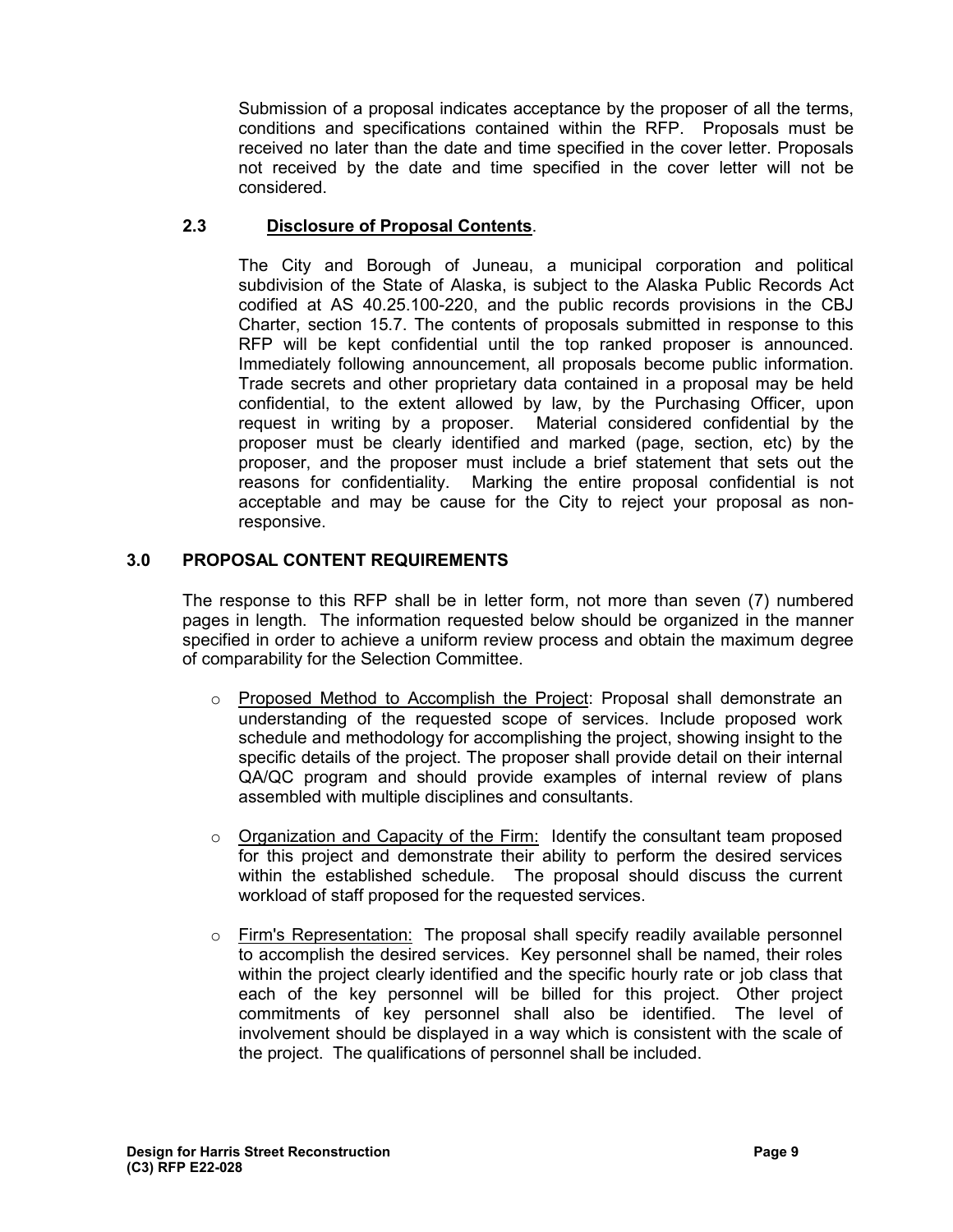Submission of a proposal indicates acceptance by the proposer of all the terms, conditions and specifications contained within the RFP. Proposals must be received no later than the date and time specified in the cover letter. Proposals not received by the date and time specified in the cover letter will not be considered.

### 2.3 Disclosure of Proposal Contents.

The City and Borough of Juneau, a municipal corporation and political subdivision of the State of Alaska, is subject to the Alaska Public Records Act codified at AS 40.25.100-220, and the public records provisions in the CBJ Charter, section 15.7. The contents of proposals submitted in response to this RFP will be kept confidential until the top ranked proposer is announced. Immediately following announcement, all proposals become public information. Trade secrets and other proprietary data contained in a proposal may be held confidential, to the extent allowed by law, by the Purchasing Officer, upon request in writing by a proposer. Material considered confidential by the proposer must be clearly identified and marked (page, section, etc) by the proposer, and the proposer must include a brief statement that sets out the reasons for confidentiality. Marking the entire proposal confidential is not acceptable and may be cause for the City to reject your proposal as non-responsive.

## 3.0 PROPOSAL CONTENT REQUIREMENTS

The response to this RFP shall be in letter form, not more than seven (7) numbered pages in length. The information requested below should be organized in the manner specified in order to achieve a uniform review process and obtain the maximum degree of comparability for the Selection Committee.

- Proposed Method to Accomplish the Project: Proposal shall demonstrate an understanding of the requested scope of services. Include proposed work schedule and methodology for accomplishing the project, showing insight to the specific details of the project. The proposer shall provide detail on their internal QA/QC program and should provide examples of internal review of plans assembled with multiple disciplines and consultants.

- Organization and Capacity of the Firm: Identify the consultant team proposed for this project and demonstrate their ability to perform the desired services within the established schedule. The proposal should discuss the current workload of staff proposed for the requested services.

- Firm's Representation: The proposal shall specify readily available personnel to accomplish the desired services. Key personnel shall be named, their roles within the project clearly identified and the specific hourly rate or job class that each of the key personnel will be billed for this project. Other project commitments of key personnel shall also be identified. The level of involvement should be displayed in a way which is consistent with the scale of the project. The qualifications of personnel shall be included.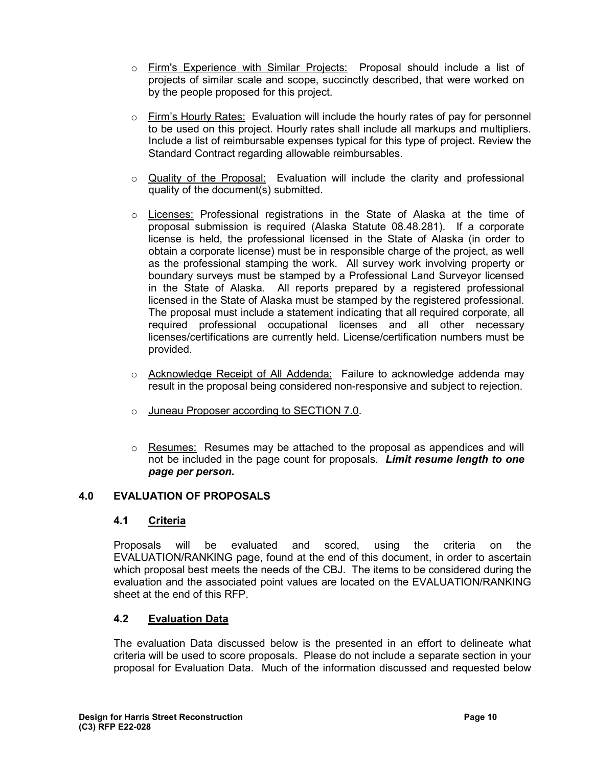- Firm's Experience with Similar Projects: Proposal should include a list of projects of similar scale and scope, succinctly described, that were worked on by the people proposed for this project.

- Firm's Hourly Rates: Evaluation will include the hourly rates of pay for personnel to be used on this project. Hourly rates shall include all markups and multipliers. Include a list of reimbursable expenses typical for this type of project. Review the Standard Contract regarding allowable reimbursables.

- Quality of the Proposal: Evaluation will include the clarity and professional quality of the document(s) submitted.

- Licenses: Professional registrations in the State of Alaska at the time of proposal submission is required (Alaska Statute 08.48.281). If a corporate license is held, the professional licensed in the State of Alaska (in order to obtain a corporate license) must be in responsible charge of the project, as well as the professional stamping the work. All survey work involving property or boundary surveys must be stamped by a Professional Land Surveyor licensed in the State of Alaska. All reports prepared by a registered professional licensed in the State of Alaska must be stamped by the registered professional. The proposal must include a statement indicating that all required corporate, all required professional occupational licenses and all other necessary licenses/certifications are currently held. License/certification numbers must be provided.

- Acknowledge Receipt of All Addenda: Failure to acknowledge addenda may result in the proposal being considered non-responsive and subject to rejection.

- Juneau Proposer according to SECTION 7.0.

- Resumes: Resumes may be attached to the proposal as appendices and will not be included in the page count for proposals. ***Limit resume length to one page per person.***

## 4.0 EVALUATION OF PROPOSALS

### 4.1 Criteria

Proposals will be evaluated and scored, using the criteria on the EVALUATION/RANKING page, found at the end of this document, in order to ascertain which proposal best meets the needs of the CBJ. The items to be considered during the evaluation and the associated point values are located on the EVALUATION/RANKING sheet at the end of this RFP.

### 4.2 Evaluation Data

The evaluation Data discussed below is the presented in an effort to delineate what criteria will be used to score proposals. Please do not include a separate section in your proposal for Evaluation Data. Much of the information discussed and requested below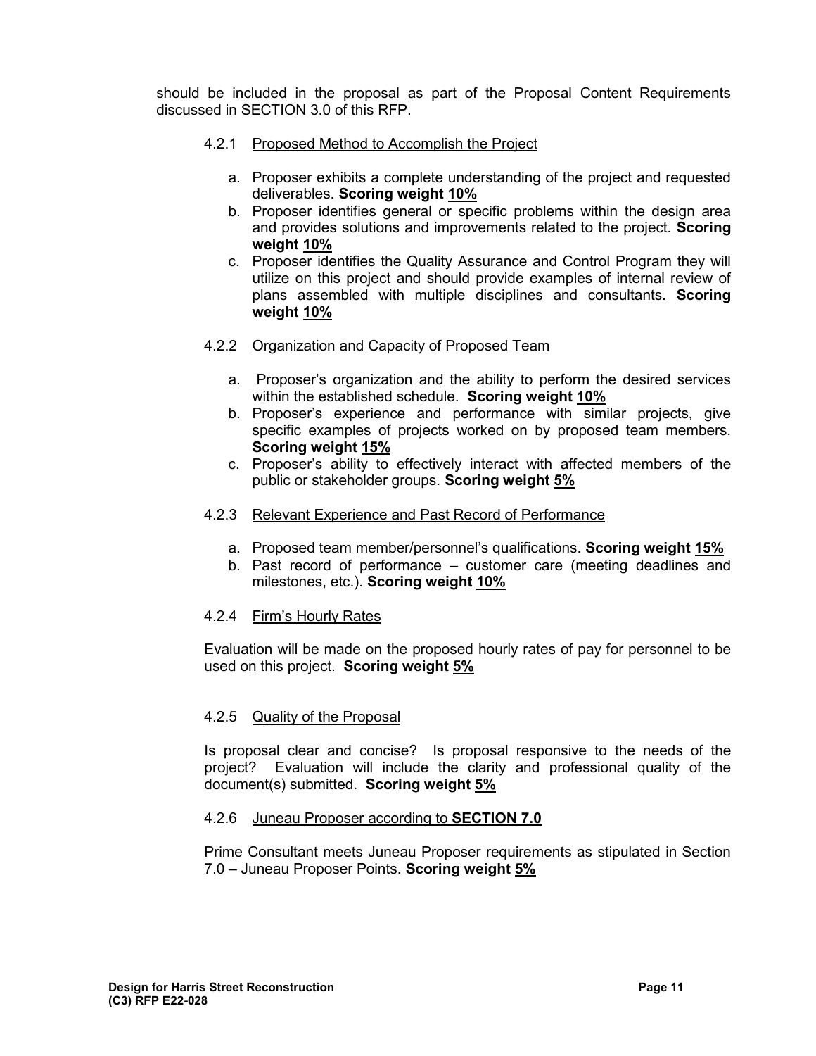should be included in the proposal as part of the Proposal Content Requirements discussed in SECTION 3.0 of this RFP.

#### 4.2.1 Proposed Method to Accomplish the Project

a. Proposer exhibits a complete understanding of the project and requested deliverables. **Scoring weight 10%**

b. Proposer identifies general or specific problems within the design area and provides solutions and improvements related to the project. **Scoring weight 10%**

c. Proposer identifies the Quality Assurance and Control Program they will utilize on this project and should provide examples of internal review of plans assembled with multiple disciplines and consultants. **Scoring weight 10%**

#### 4.2.2 Organization and Capacity of Proposed Team

a. Proposer's organization and the ability to perform the desired services within the established schedule. **Scoring weight 10%**

b. Proposer's experience and performance with similar projects, give specific examples of projects worked on by proposed team members. **Scoring weight 15%**

c. Proposer's ability to effectively interact with affected members of the public or stakeholder groups. **Scoring weight 5%**

#### 4.2.3 Relevant Experience and Past Record of Performance

a. Proposed team member/personnel's qualifications. **Scoring weight 15%**

b. Past record of performance – customer care (meeting deadlines and milestones, etc.). **Scoring weight 10%**

#### 4.2.4 Firm's Hourly Rates

Evaluation will be made on the proposed hourly rates of pay for personnel to be used on this project. **Scoring weight 5%**

#### 4.2.5 Quality of the Proposal

Is proposal clear and concise? Is proposal responsive to the needs of the project? Evaluation will include the clarity and professional quality of the document(s) submitted. **Scoring weight 5%**

#### 4.2.6 Juneau Proposer according to **SECTION 7.0**

Prime Consultant meets Juneau Proposer requirements as stipulated in Section 7.0 – Juneau Proposer Points. **Scoring weight 5%**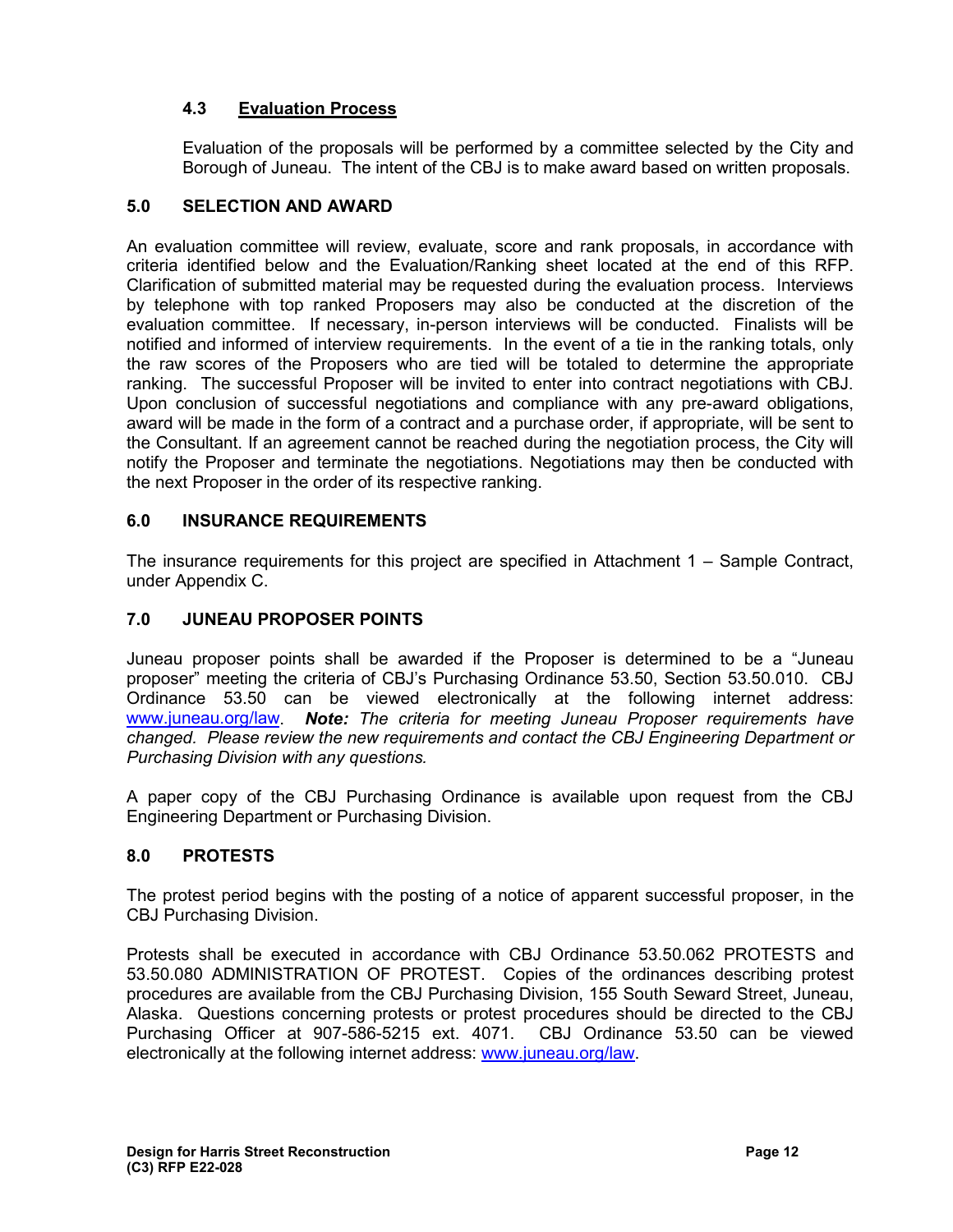### 4.3 Evaluation Process

Evaluation of the proposals will be performed by a committee selected by the City and Borough of Juneau. The intent of the CBJ is to make award based on written proposals.

## 5.0 SELECTION AND AWARD

An evaluation committee will review, evaluate, score and rank proposals, in accordance with criteria identified below and the Evaluation/Ranking sheet located at the end of this RFP. Clarification of submitted material may be requested during the evaluation process. Interviews by telephone with top ranked Proposers may also be conducted at the discretion of the evaluation committee. If necessary, in-person interviews will be conducted. Finalists will be notified and informed of interview requirements. In the event of a tie in the ranking totals, only the raw scores of the Proposers who are tied will be totaled to determine the appropriate ranking. The successful Proposer will be invited to enter into contract negotiations with CBJ. Upon conclusion of successful negotiations and compliance with any pre-award obligations, award will be made in the form of a contract and a purchase order, if appropriate, will be sent to the Consultant. If an agreement cannot be reached during the negotiation process, the City will notify the Proposer and terminate the negotiations. Negotiations may then be conducted with the next Proposer in the order of its respective ranking.

## 6.0 INSURANCE REQUIREMENTS

The insurance requirements for this project are specified in Attachment 1 – Sample Contract, under Appendix C.

## 7.0 JUNEAU PROPOSER POINTS

Juneau proposer points shall be awarded if the Proposer is determined to be a "Juneau proposer" meeting the criteria of CBJ's Purchasing Ordinance 53.50, Section 53.50.010. CBJ Ordinance 53.50 can be viewed electronically at the following internet address: www.juneau.org/law. ***Note:*** *The criteria for meeting Juneau Proposer requirements have changed. Please review the new requirements and contact the CBJ Engineering Department or Purchasing Division with any questions.*

A paper copy of the CBJ Purchasing Ordinance is available upon request from the CBJ Engineering Department or Purchasing Division.

## 8.0 PROTESTS

The protest period begins with the posting of a notice of apparent successful proposer, in the CBJ Purchasing Division.

Protests shall be executed in accordance with CBJ Ordinance 53.50.062 PROTESTS and 53.50.080 ADMINISTRATION OF PROTEST. Copies of the ordinances describing protest procedures are available from the CBJ Purchasing Division, 155 South Seward Street, Juneau, Alaska. Questions concerning protests or protest procedures should be directed to the CBJ Purchasing Officer at 907-586-5215 ext. 4071. CBJ Ordinance 53.50 can be viewed electronically at the following internet address: www.juneau.org/law.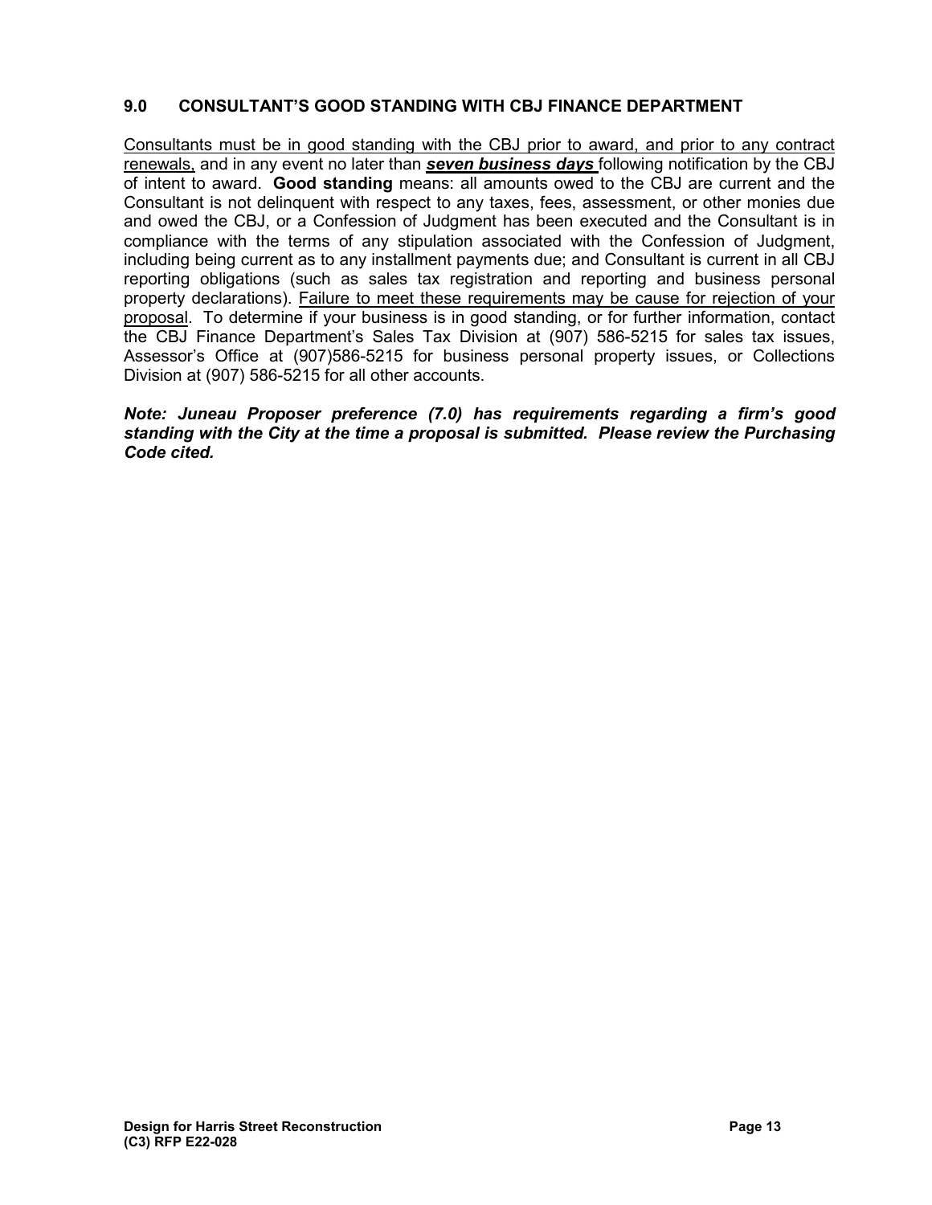## 9.0 CONSULTANT'S GOOD STANDING WITH CBJ FINANCE DEPARTMENT

<u>Consultants must be in good standing with the CBJ prior to award, and prior to any contract renewals,</u> and in any event no later than ***<u>seven business days</u>*** following notification by the CBJ of intent to award. **Good standing** means: all amounts owed to the CBJ are current and the Consultant is not delinquent with respect to any taxes, fees, assessment, or other monies due and owed the CBJ, or a Confession of Judgment has been executed and the Consultant is in compliance with the terms of any stipulation associated with the Confession of Judgment, including being current as to any installment payments due; and Consultant is current in all CBJ reporting obligations (such as sales tax registration and reporting and business personal property declarations). <u>Failure to meet these requirements may be cause for rejection of your proposal</u>. To determine if your business is in good standing, or for further information, contact the CBJ Finance Department's Sales Tax Division at (907) 586-5215 for sales tax issues, Assessor's Office at (907)586-5215 for business personal property issues, or Collections Division at (907) 586-5215 for all other accounts.

***Note: Juneau Proposer preference (7.0) has requirements regarding a firm's good standing with the City at the time a proposal is submitted. Please review the Purchasing Code cited.***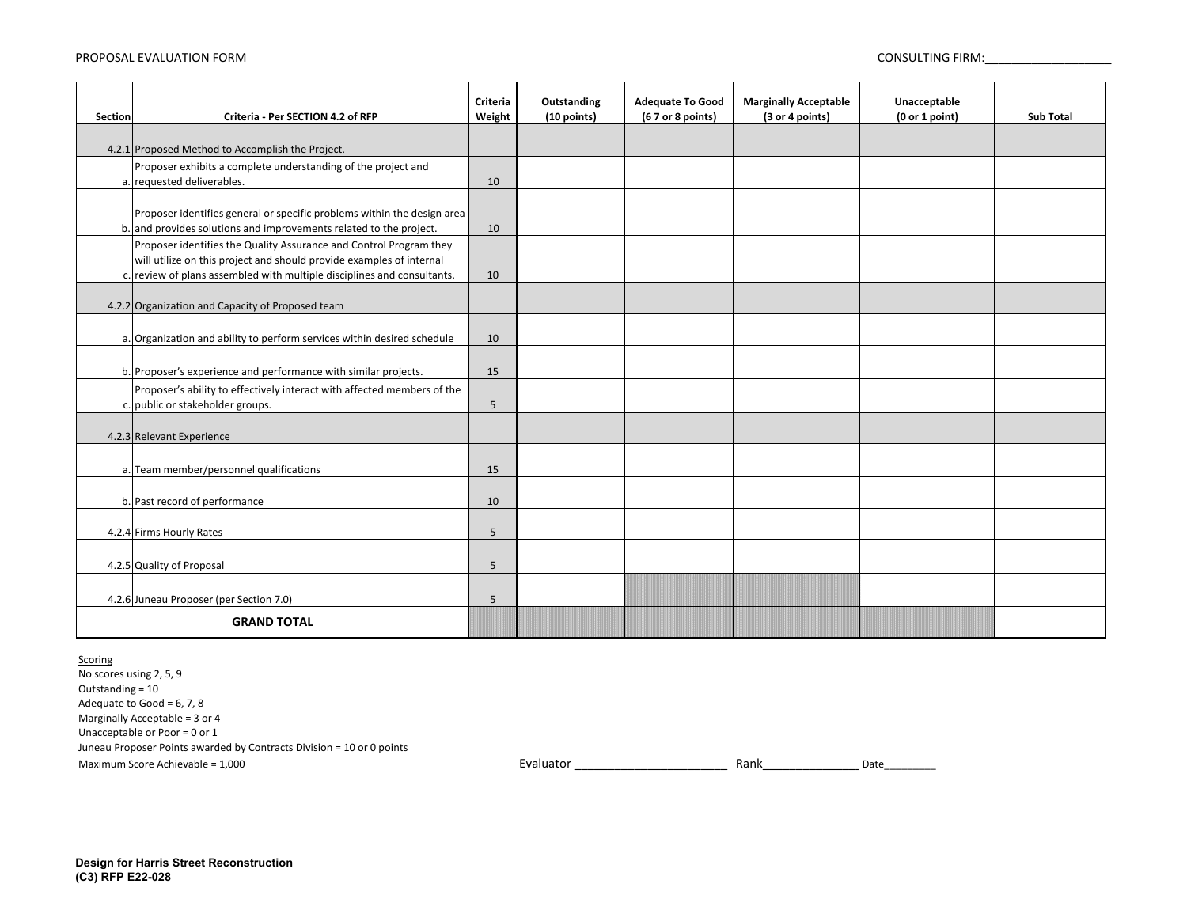PROPOSAL EVALUATION FORM

CONSULTING FIRM:___________________

| Section | Criteria - Per SECTION 4.2 of RFP | Criteria Weight | Outstanding (10 points) | Adequate To Good (6 7 or 8 points) | Marginally Acceptable (3 or 4 points) | Unacceptable (0 or 1 point) | Sub Total |
|---|---|---|---|---|---|---|---|
| 4.2.1 | Proposed Method to Accomplish the Project. | | | | | | |
| a. | Proposer exhibits a complete understanding of the project and requested deliverables. | 10 | | | | | |
| b. | Proposer identifies general or specific problems within the design area and provides solutions and improvements related to the project. | 10 | | | | | |
| c. | Proposer identifies the Quality Assurance and Control Program they will utilize on this project and should provide examples of internal review of plans assembled with multiple disciplines and consultants. | 10 | | | | | |
| 4.2.2 | Organization and Capacity of Proposed team | | | | | | |
| a. | Organization and ability to perform services within desired schedule | 10 | | | | | |
| b. | Proposer's experience and performance with similar projects. | 15 | | | | | |
| c. | Proposer's ability to effectively interact with affected members of the public or stakeholder groups. | 5 | | | | | |
| 4.2.3 | Relevant Experience | | | | | | |
| a. | Team member/personnel qualifications | 15 | | | | | |
| b. | Past record of performance | 10 | | | | | |
| 4.2.4 | Firms Hourly Rates | 5 | | | | | |
| 4.2.5 | Quality of Proposal | 5 | | | | | |
| 4.2.6 | Juneau Proposer (per Section 7.0) | 5 | | | | | |
| | **GRAND TOTAL** | | | | | | |

Scoring

No scores using 2, 5, 9

Outstanding = 10

Adequate to Good = 6, 7, 8

Marginally Acceptable = 3 or 4

Unacceptable or Poor = 0 or 1

Juneau Proposer Points awarded by Contracts Division = 10 or 0 points

Maximum Score Achievable = 1,000

Evaluator ________________________ Rank_______________ Date_________

**Design for Harris Street Reconstruction**
**(C3) RFP E22-028**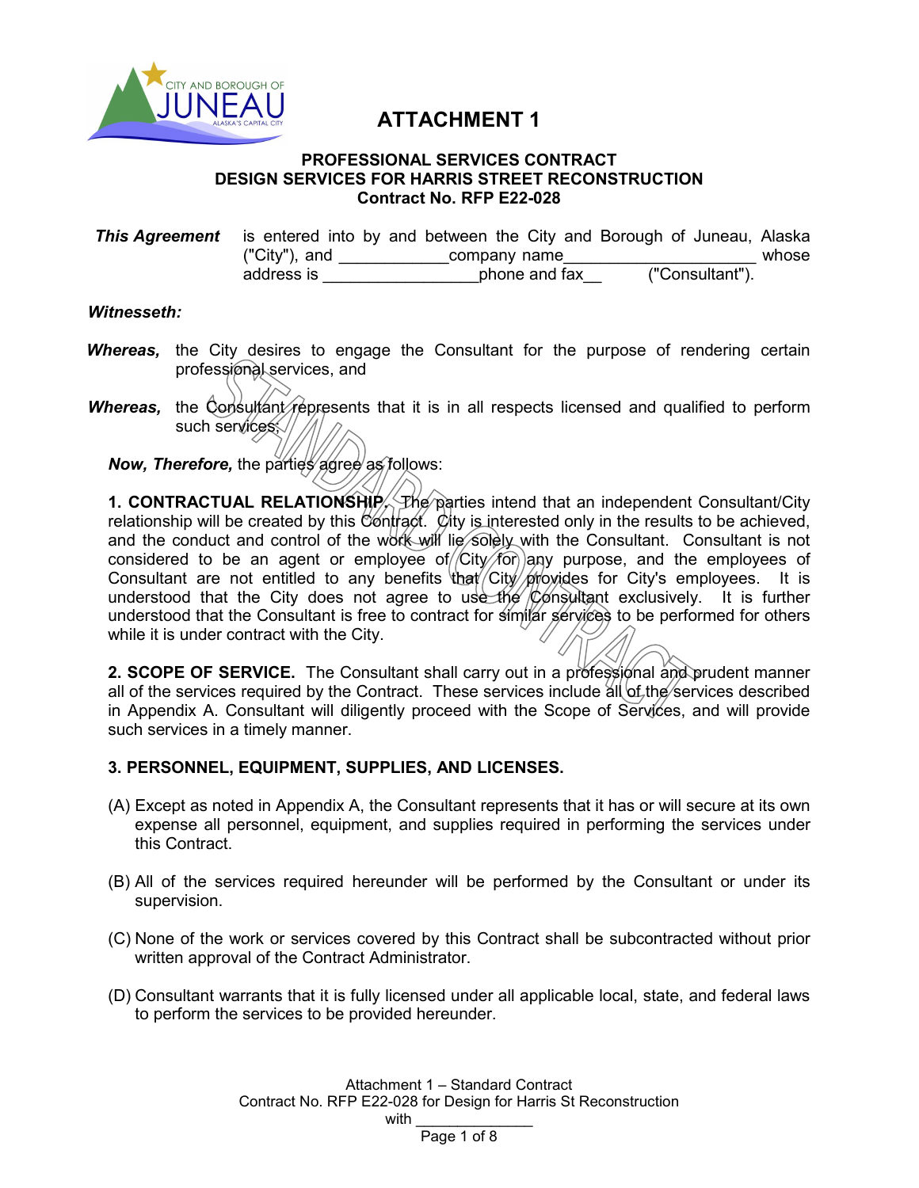# ATTACHMENT 1

**PROFESSIONAL SERVICES CONTRACT**
**DESIGN SERVICES FOR HARRIS STREET RECONSTRUCTION**
**Contract No. RFP E22-028**

***This Agreement*** is entered into by and between the City and Borough of Juneau, Alaska ("City"), and ____________company name_____________________ whose address is _________________phone and fax__ ("Consultant").

***Witnesseth:***

***Whereas,*** the City desires to engage the Consultant for the purpose of rendering certain professional services, and

***Whereas,*** the Consultant represents that it is in all respects licensed and qualified to perform such services;

***Now, Therefore,*** the parties agree as follows:

**1. CONTRACTUAL RELATIONSHIP.** The parties intend that an independent Consultant/City relationship will be created by this Contract. City is interested only in the results to be achieved, and the conduct and control of the work will lie solely with the Consultant. Consultant is not considered to be an agent or employee of City for any purpose, and the employees of Consultant are not entitled to any benefits that City provides for City's employees. It is understood that the City does not agree to use the Consultant exclusively. It is further understood that the Consultant is free to contract for similar services to be performed for others while it is under contract with the City.

**2. SCOPE OF SERVICE.** The Consultant shall carry out in a professional and prudent manner all of the services required by the Contract. These services include all of the services described in Appendix A. Consultant will diligently proceed with the Scope of Services, and will provide such services in a timely manner.

**3. PERSONNEL, EQUIPMENT, SUPPLIES, AND LICENSES.**

(A) Except as noted in Appendix A, the Consultant represents that it has or will secure at its own expense all personnel, equipment, and supplies required in performing the services under this Contract.

(B) All of the services required hereunder will be performed by the Consultant or under its supervision.

(C) None of the work or services covered by this Contract shall be subcontracted without prior written approval of the Contract Administrator.

(D) Consultant warrants that it is fully licensed under all applicable local, state, and federal laws to perform the services to be provided hereunder.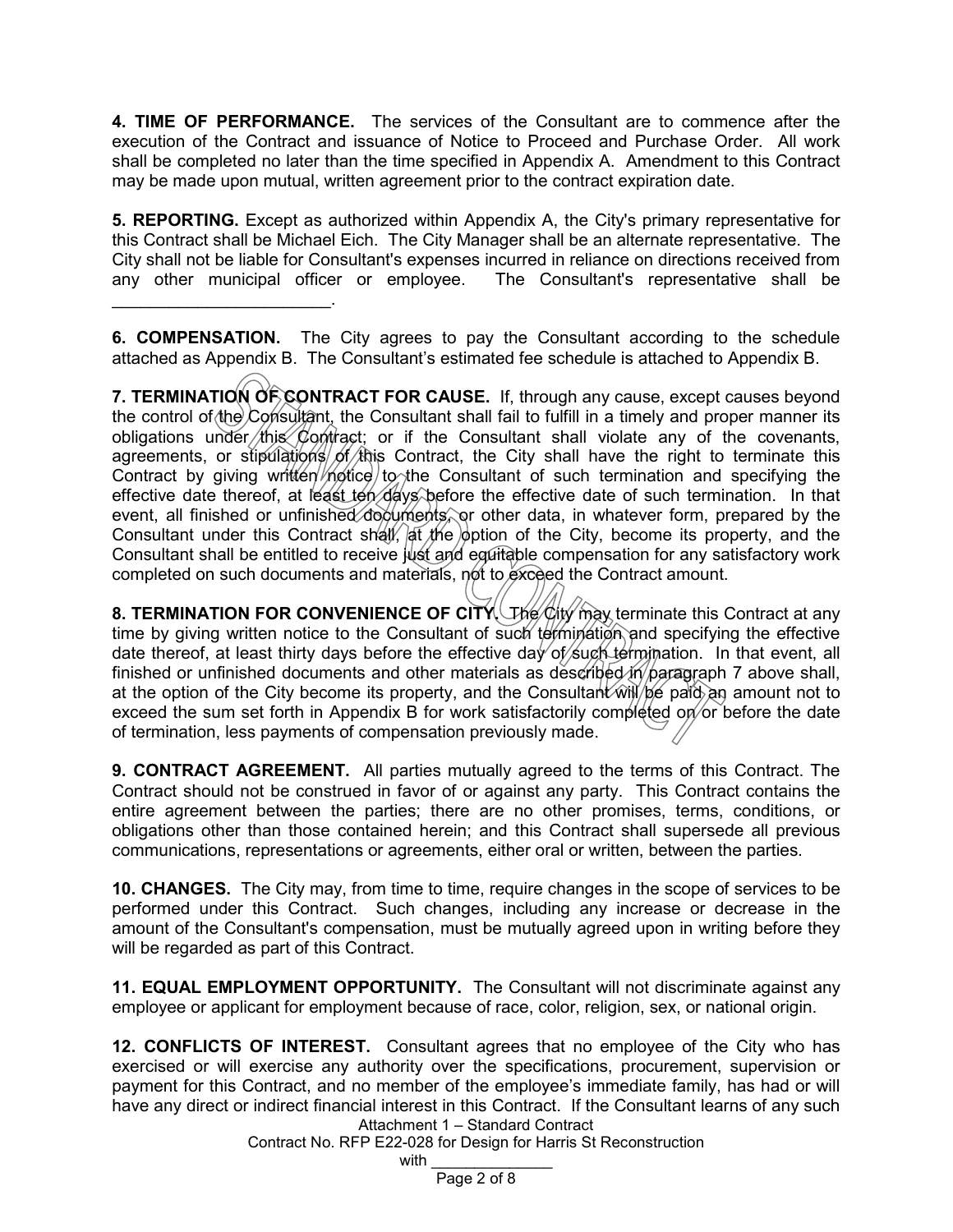**4. TIME OF PERFORMANCE.** The services of the Consultant are to commence after the execution of the Contract and issuance of Notice to Proceed and Purchase Order. All work shall be completed no later than the time specified in Appendix A. Amendment to this Contract may be made upon mutual, written agreement prior to the contract expiration date.

**5. REPORTING.** Except as authorized within Appendix A, the City's primary representative for this Contract shall be Michael Eich. The City Manager shall be an alternate representative. The City shall not be liable for Consultant's expenses incurred in reliance on directions received from any other municipal officer or employee. The Consultant's representative shall be _______________________.

**6. COMPENSATION.** The City agrees to pay the Consultant according to the schedule attached as Appendix B. The Consultant's estimated fee schedule is attached to Appendix B.

**7. TERMINATION OF CONTRACT FOR CAUSE.** If, through any cause, except causes beyond the control of the Consultant, the Consultant shall fail to fulfill in a timely and proper manner its obligations under this Contract; or if the Consultant shall violate any of the covenants, agreements, or stipulations of this Contract, the City shall have the right to terminate this Contract by giving written notice to the Consultant of such termination and specifying the effective date thereof, at least ten days before the effective date of such termination. In that event, all finished or unfinished documents, or other data, in whatever form, prepared by the Consultant under this Contract shall, at the option of the City, become its property, and the Consultant shall be entitled to receive just and equitable compensation for any satisfactory work completed on such documents and materials, not to exceed the Contract amount.

**8. TERMINATION FOR CONVENIENCE OF CITY.** The City may terminate this Contract at any time by giving written notice to the Consultant of such termination and specifying the effective date thereof, at least thirty days before the effective day of such termination. In that event, all finished or unfinished documents and other materials as described in paragraph 7 above shall, at the option of the City become its property, and the Consultant will be paid an amount not to exceed the sum set forth in Appendix B for work satisfactorily completed on or before the date of termination, less payments of compensation previously made.

**9. CONTRACT AGREEMENT.** All parties mutually agreed to the terms of this Contract. The Contract should not be construed in favor of or against any party. This Contract contains the entire agreement between the parties; there are no other promises, terms, conditions, or obligations other than those contained herein; and this Contract shall supersede all previous communications, representations or agreements, either oral or written, between the parties.

**10. CHANGES.** The City may, from time to time, require changes in the scope of services to be performed under this Contract. Such changes, including any increase or decrease in the amount of the Consultant's compensation, must be mutually agreed upon in writing before they will be regarded as part of this Contract.

**11. EQUAL EMPLOYMENT OPPORTUNITY.** The Consultant will not discriminate against any employee or applicant for employment because of race, color, religion, sex, or national origin.

**12. CONFLICTS OF INTEREST.** Consultant agrees that no employee of the City who has exercised or will exercise any authority over the specifications, procurement, supervision or payment for this Contract, and no member of the employee's immediate family, has had or will have any direct or indirect financial interest in this Contract. If the Consultant learns of any such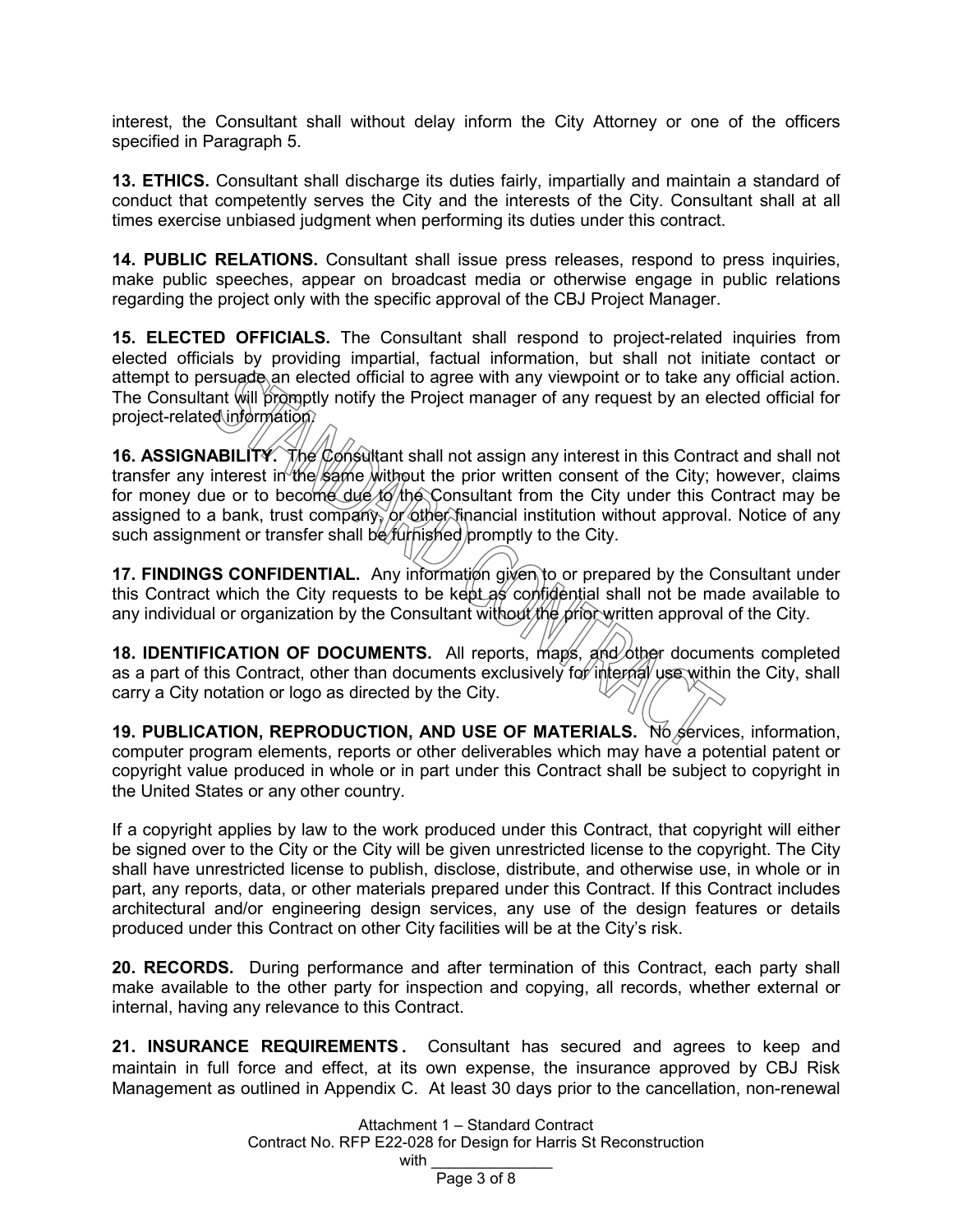interest, the Consultant shall without delay inform the City Attorney or one of the officers specified in Paragraph 5.

**13. ETHICS.** Consultant shall discharge its duties fairly, impartially and maintain a standard of conduct that competently serves the City and the interests of the City. Consultant shall at all times exercise unbiased judgment when performing its duties under this contract.

**14. PUBLIC RELATIONS.** Consultant shall issue press releases, respond to press inquiries, make public speeches, appear on broadcast media or otherwise engage in public relations regarding the project only with the specific approval of the CBJ Project Manager.

**15. ELECTED OFFICIALS.** The Consultant shall respond to project-related inquiries from elected officials by providing impartial, factual information, but shall not initiate contact or attempt to persuade an elected official to agree with any viewpoint or to take any official action. The Consultant will promptly notify the Project manager of any request by an elected official for project-related information.

**16. ASSIGNABILITY.** The Consultant shall not assign any interest in this Contract and shall not transfer any interest in the same without the prior written consent of the City; however, claims for money due or to become due to the Consultant from the City under this Contract may be assigned to a bank, trust company, or other financial institution without approval. Notice of any such assignment or transfer shall be furnished promptly to the City.

**17. FINDINGS CONFIDENTIAL.** Any information given to or prepared by the Consultant under this Contract which the City requests to be kept as confidential shall not be made available to any individual or organization by the Consultant without the prior written approval of the City.

**18. IDENTIFICATION OF DOCUMENTS.** All reports, maps, and other documents completed as a part of this Contract, other than documents exclusively for internal use within the City, shall carry a City notation or logo as directed by the City.

**19. PUBLICATION, REPRODUCTION, AND USE OF MATERIALS.** No services, information, computer program elements, reports or other deliverables which may have a potential patent or copyright value produced in whole or in part under this Contract shall be subject to copyright in the United States or any other country.

If a copyright applies by law to the work produced under this Contract, that copyright will either be signed over to the City or the City will be given unrestricted license to the copyright. The City shall have unrestricted license to publish, disclose, distribute, and otherwise use, in whole or in part, any reports, data, or other materials prepared under this Contract. If this Contract includes architectural and/or engineering design services, any use of the design features or details produced under this Contract on other City facilities will be at the City's risk.

**20. RECORDS.** During performance and after termination of this Contract, each party shall make available to the other party for inspection and copying, all records, whether external or internal, having any relevance to this Contract.

**21. INSURANCE REQUIREMENTS.** Consultant has secured and agrees to keep and maintain in full force and effect, at its own expense, the insurance approved by CBJ Risk Management as outlined in Appendix C. At least 30 days prior to the cancellation, non-renewal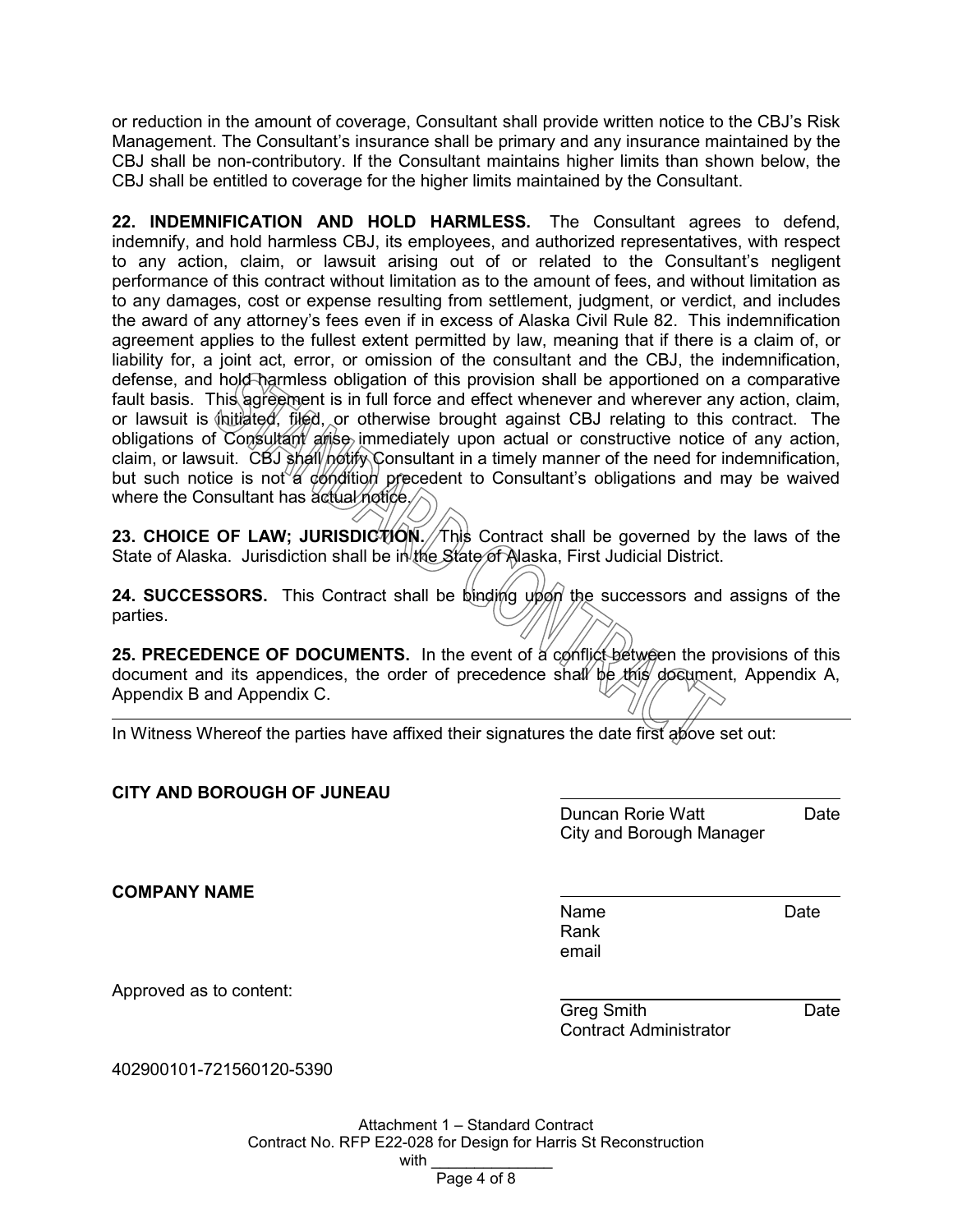or reduction in the amount of coverage, Consultant shall provide written notice to the CBJ's Risk Management. The Consultant's insurance shall be primary and any insurance maintained by the CBJ shall be non-contributory. If the Consultant maintains higher limits than shown below, the CBJ shall be entitled to coverage for the higher limits maintained by the Consultant.

**22. INDEMNIFICATION AND HOLD HARMLESS.** The Consultant agrees to defend, indemnify, and hold harmless CBJ, its employees, and authorized representatives, with respect to any action, claim, or lawsuit arising out of or related to the Consultant's negligent performance of this contract without limitation as to the amount of fees, and without limitation as to any damages, cost or expense resulting from settlement, judgment, or verdict, and includes the award of any attorney's fees even if in excess of Alaska Civil Rule 82. This indemnification agreement applies to the fullest extent permitted by law, meaning that if there is a claim of, or liability for, a joint act, error, or omission of the consultant and the CBJ, the indemnification, defense, and hold harmless obligation of this provision shall be apportioned on a comparative fault basis. This agreement is in full force and effect whenever and wherever any action, claim, or lawsuit is initiated, filed, or otherwise brought against CBJ relating to this contract. The obligations of Consultant arise immediately upon actual or constructive notice of any action, claim, or lawsuit. CBJ shall notify Consultant in a timely manner of the need for indemnification, but such notice is not a condition precedent to Consultant's obligations and may be waived where the Consultant has actual notice.

**23. CHOICE OF LAW; JURISDICTION.** This Contract shall be governed by the laws of the State of Alaska. Jurisdiction shall be in the State of Alaska, First Judicial District.

**24. SUCCESSORS.** This Contract shall be binding upon the successors and assigns of the parties.

**25. PRECEDENCE OF DOCUMENTS.** In the event of a conflict between the provisions of this document and its appendices, the order of precedence shall be this document, Appendix A, Appendix B and Appendix C.

---

In Witness Whereof the parties have affixed their signatures the date first above set out:

**CITY AND BOROUGH OF JUNEAU**

\_\_\_\_\_\_\_\_\_\_\_\_\_\_\_\_\_\_\_\_\_\_\_\_\_\_\_\_
Duncan Rorie Watt — Date
City and Borough Manager

**COMPANY NAME**

\_\_\_\_\_\_\_\_\_\_\_\_\_\_\_\_\_\_\_\_\_\_\_\_\_\_\_\_
Name — Date
Rank
email

Approved as to content:

\_\_\_\_\_\_\_\_\_\_\_\_\_\_\_\_\_\_\_\_\_\_\_\_\_\_\_\_
Greg Smith — Date
Contract Administrator

402900101-721560120-5390

Attachment 1 – Standard Contract
Contract No. RFP E22-028 for Design for Harris St Reconstruction
with \_\_\_\_\_\_\_\_\_\_\_\_\_\_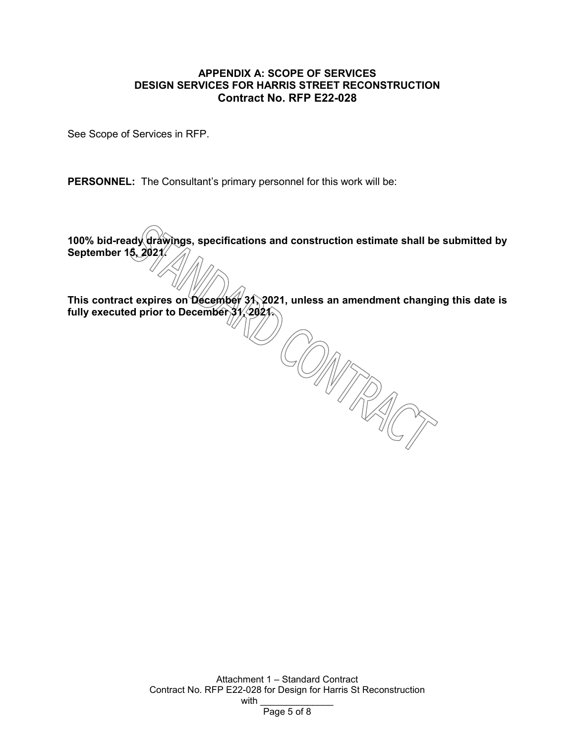# APPENDIX A: SCOPE OF SERVICES
## DESIGN SERVICES FOR HARRIS STREET RECONSTRUCTION
## Contract No. RFP E22-028

See Scope of Services in RFP.

**PERSONNEL:** The Consultant's primary personnel for this work will be:

**100% bid-ready drawings, specifications and construction estimate shall be submitted by September 15, 2021.**

**This contract expires on December 31, 2021, unless an amendment changing this date is fully executed prior to December 31, 2021.**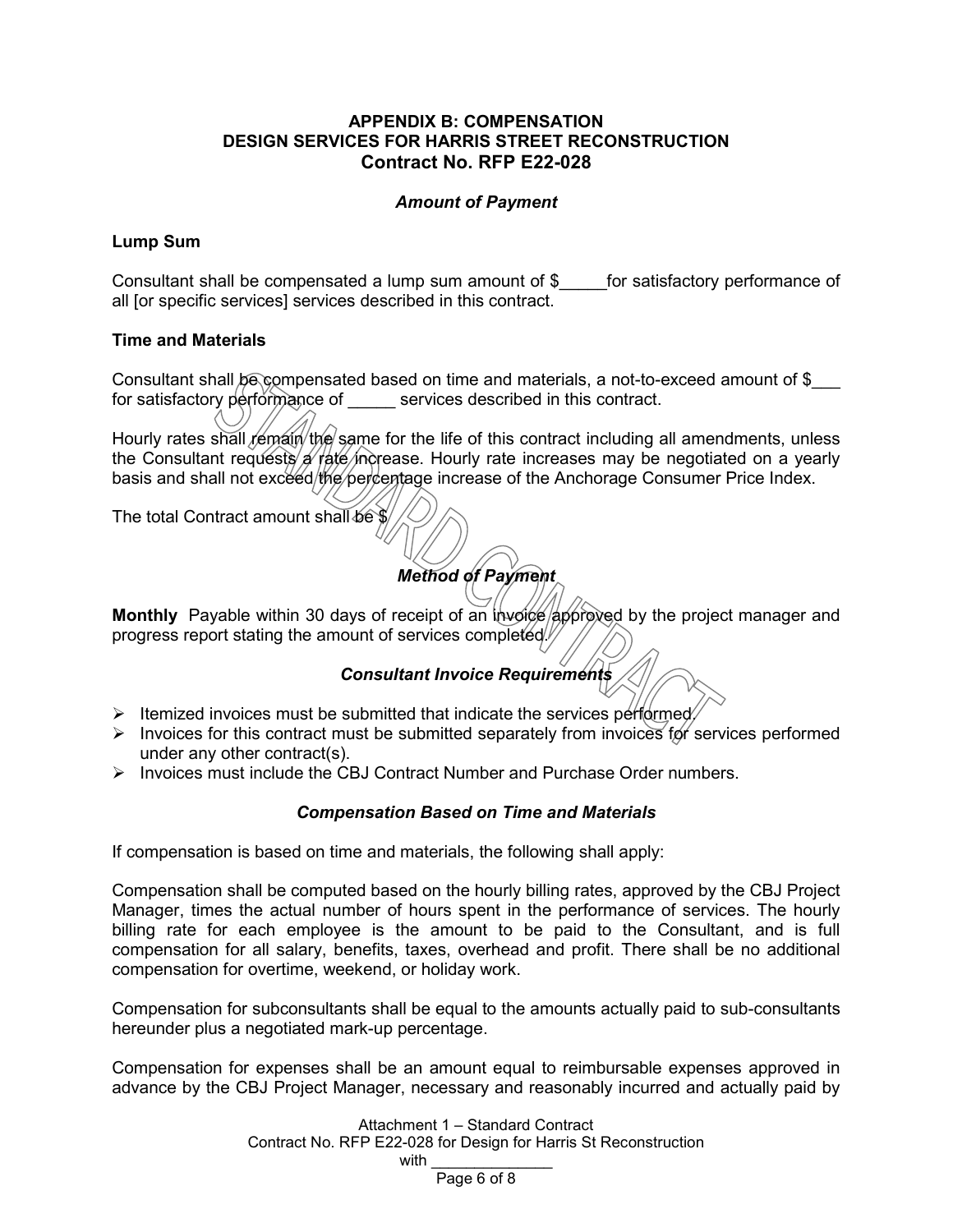## APPENDIX B: COMPENSATION
## DESIGN SERVICES FOR HARRIS STREET RECONSTRUCTION
## Contract No. RFP E22-028

### *Amount of Payment*

**Lump Sum**

Consultant shall be compensated a lump sum amount of $_____for satisfactory performance of all [or specific services] services described in this contract.

**Time and Materials**

Consultant shall be compensated based on time and materials, a not-to-exceed amount of $___ for satisfactory performance of _____ services described in this contract.

Hourly rates shall remain the same for the life of this contract including all amendments, unless the Consultant requests a rate increase. Hourly rate increases may be negotiated on a yearly basis and shall not exceed the percentage increase of the Anchorage Consumer Price Index.

The total Contract amount shall be $

### *Method of Payment*

**Monthly** Payable within 30 days of receipt of an invoice approved by the project manager and progress report stating the amount of services completed.

### *Consultant Invoice Requirements*

- Itemized invoices must be submitted that indicate the services performed.
- Invoices for this contract must be submitted separately from invoices for services performed under any other contract(s).
- Invoices must include the CBJ Contract Number and Purchase Order numbers.

### *Compensation Based on Time and Materials*

If compensation is based on time and materials, the following shall apply:

Compensation shall be computed based on the hourly billing rates, approved by the CBJ Project Manager, times the actual number of hours spent in the performance of services. The hourly billing rate for each employee is the amount to be paid to the Consultant, and is full compensation for all salary, benefits, taxes, overhead and profit. There shall be no additional compensation for overtime, weekend, or holiday work.

Compensation for subconsultants shall be equal to the amounts actually paid to sub-consultants hereunder plus a negotiated mark-up percentage.

Compensation for expenses shall be an amount equal to reimbursable expenses approved in advance by the CBJ Project Manager, necessary and reasonably incurred and actually paid by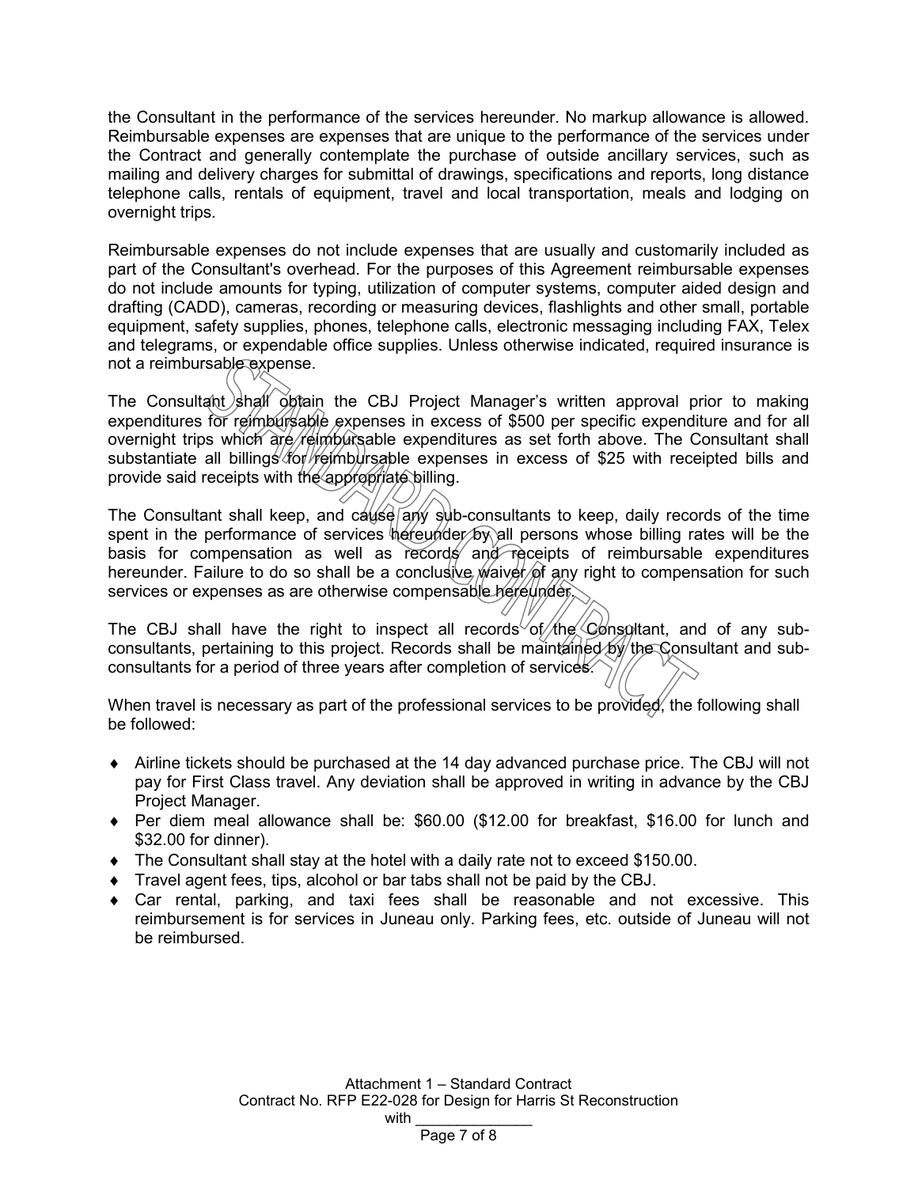the Consultant in the performance of the services hereunder. No markup allowance is allowed. Reimbursable expenses are expenses that are unique to the performance of the services under the Contract and generally contemplate the purchase of outside ancillary services, such as mailing and delivery charges for submittal of drawings, specifications and reports, long distance telephone calls, rentals of equipment, travel and local transportation, meals and lodging on overnight trips.

Reimbursable expenses do not include expenses that are usually and customarily included as part of the Consultant's overhead. For the purposes of this Agreement reimbursable expenses do not include amounts for typing, utilization of computer systems, computer aided design and drafting (CADD), cameras, recording or measuring devices, flashlights and other small, portable equipment, safety supplies, phones, telephone calls, electronic messaging including FAX, Telex and telegrams, or expendable office supplies. Unless otherwise indicated, required insurance is not a reimbursable expense.

The Consultant shall obtain the CBJ Project Manager's written approval prior to making expenditures for reimbursable expenses in excess of $500 per specific expenditure and for all overnight trips which are reimbursable expenditures as set forth above. The Consultant shall substantiate all billings for reimbursable expenses in excess of $25 with receipted bills and provide said receipts with the appropriate billing.

The Consultant shall keep, and cause any sub-consultants to keep, daily records of the time spent in the performance of services hereunder by all persons whose billing rates will be the basis for compensation as well as records and receipts of reimbursable expenditures hereunder. Failure to do so shall be a conclusive waiver of any right to compensation for such services or expenses as are otherwise compensable hereunder.

The CBJ shall have the right to inspect all records of the Consultant, and of any sub-consultants, pertaining to this project. Records shall be maintained by the Consultant and sub-consultants for a period of three years after completion of services.

When travel is necessary as part of the professional services to be provided, the following shall be followed:

- Airline tickets should be purchased at the 14 day advanced purchase price. The CBJ will not pay for First Class travel. Any deviation shall be approved in writing in advance by the CBJ Project Manager.
- Per diem meal allowance shall be: $60.00 ($12.00 for breakfast, $16.00 for lunch and $32.00 for dinner).
- The Consultant shall stay at the hotel with a daily rate not to exceed $150.00.
- Travel agent fees, tips, alcohol or bar tabs shall not be paid by the CBJ.
- Car rental, parking, and taxi fees shall be reasonable and not excessive. This reimbursement is for services in Juneau only. Parking fees, etc. outside of Juneau will not be reimbursed.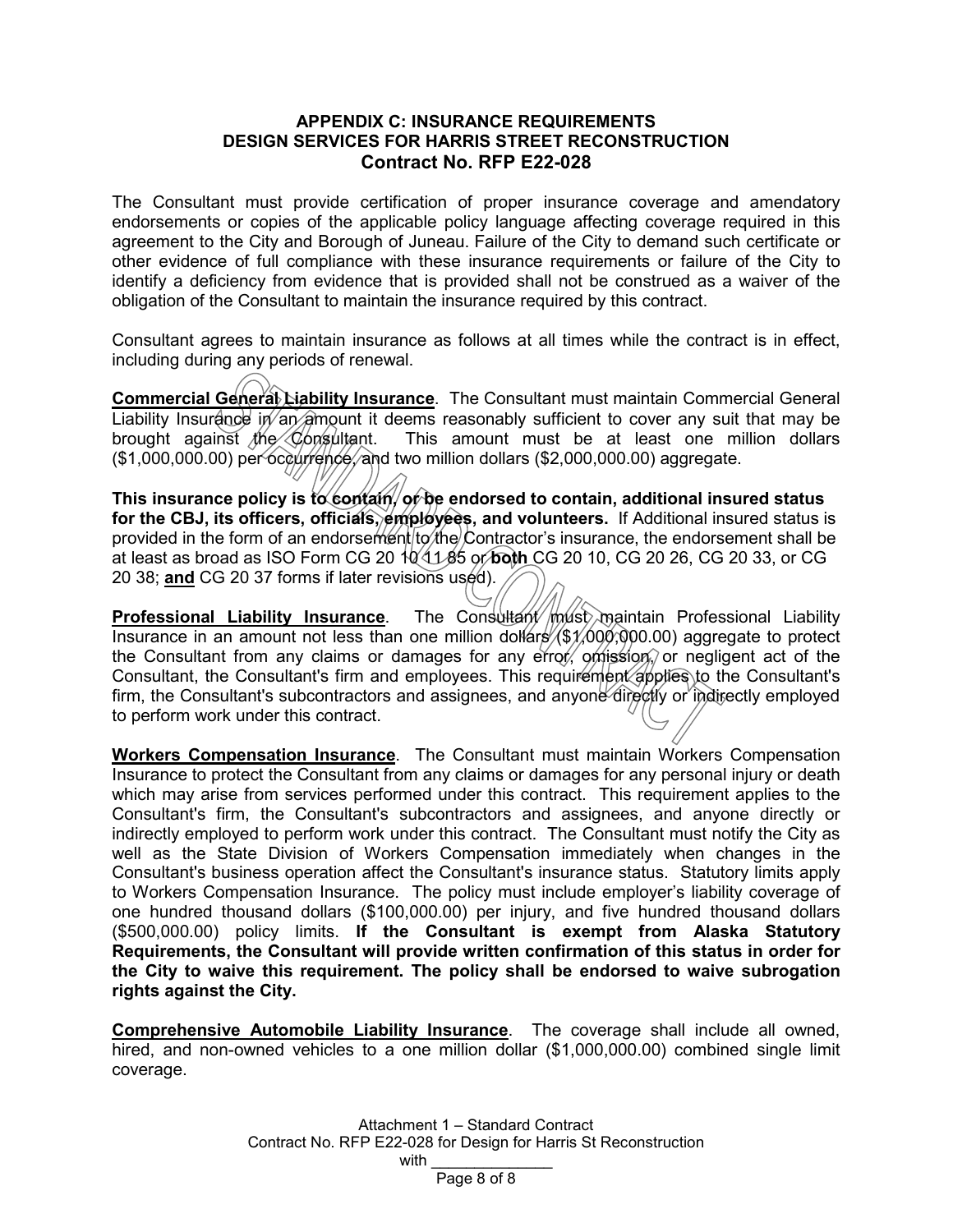**APPENDIX C: INSURANCE REQUIREMENTS**
**DESIGN SERVICES FOR HARRIS STREET RECONSTRUCTION**
**Contract No. RFP E22-028**

The Consultant must provide certification of proper insurance coverage and amendatory endorsements or copies of the applicable policy language affecting coverage required in this agreement to the City and Borough of Juneau. Failure of the City to demand such certificate or other evidence of full compliance with these insurance requirements or failure of the City to identify a deficiency from evidence that is provided shall not be construed as a waiver of the obligation of the Consultant to maintain the insurance required by this contract.

Consultant agrees to maintain insurance as follows at all times while the contract is in effect, including during any periods of renewal.

**Commercial General Liability Insurance**. The Consultant must maintain Commercial General Liability Insurance in an amount it deems reasonably sufficient to cover any suit that may be brought against the Consultant. This amount must be at least one million dollars ($1,000,000.00) per occurrence, and two million dollars ($2,000,000.00) aggregate.

**This insurance policy is to contain, or be endorsed to contain, additional insured status for the CBJ, its officers, officials, employees, and volunteers.** If Additional insured status is provided in the form of an endorsement to the Contractor's insurance, the endorsement shall be at least as broad as ISO Form CG 20 10 11 85 or **both** CG 20 10, CG 20 26, CG 20 33, or CG 20 38; **and** CG 20 37 forms if later revisions used).

**Professional Liability Insurance**. The Consultant must maintain Professional Liability Insurance in an amount not less than one million dollars ($1,000,000.00) aggregate to protect the Consultant from any claims or damages for any error, omission, or negligent act of the Consultant, the Consultant's firm and employees. This requirement applies to the Consultant's firm, the Consultant's subcontractors and assignees, and anyone directly or indirectly employed to perform work under this contract.

**Workers Compensation Insurance**. The Consultant must maintain Workers Compensation Insurance to protect the Consultant from any claims or damages for any personal injury or death which may arise from services performed under this contract. This requirement applies to the Consultant's firm, the Consultant's subcontractors and assignees, and anyone directly or indirectly employed to perform work under this contract. The Consultant must notify the City as well as the State Division of Workers Compensation immediately when changes in the Consultant's business operation affect the Consultant's insurance status. Statutory limits apply to Workers Compensation Insurance. The policy must include employer's liability coverage of one hundred thousand dollars ($100,000.00) per injury, and five hundred thousand dollars ($500,000.00) policy limits. **If the Consultant is exempt from Alaska Statutory Requirements, the Consultant will provide written confirmation of this status in order for the City to waive this requirement. The policy shall be endorsed to waive subrogation rights against the City.**

**Comprehensive Automobile Liability Insurance**. The coverage shall include all owned, hired, and non-owned vehicles to a one million dollar ($1,000,000.00) combined single limit coverage.